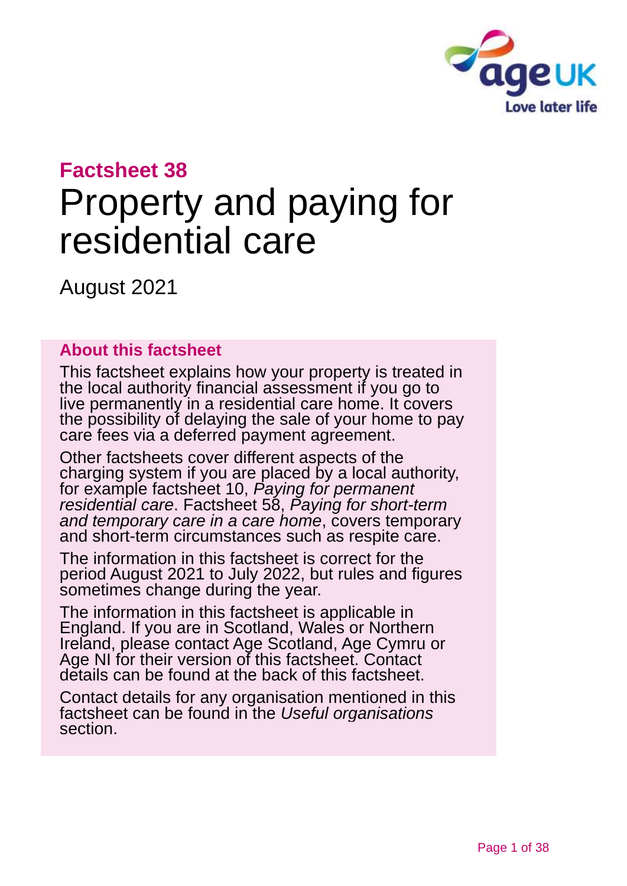**Factsheet 38**

# Property and paying for residential care

August 2021

## About this factsheet

This factsheet explains how your property is treated in the local authority financial assessment if you go to live permanently in a residential care home. It covers the possibility of delaying the sale of your home to pay care fees via a deferred payment agreement.

Other factsheets cover different aspects of the charging system if you are placed by a local authority, for example factsheet 10, *Paying for permanent residential care*. Factsheet 58, *Paying for short-term and temporary care in a care home*, covers temporary and short-term circumstances such as respite care.

The information in this factsheet is correct for the period August 2021 to July 2022, but rules and figures sometimes change during the year.

The information in this factsheet is applicable in England. If you are in Scotland, Wales or Northern Ireland, please contact Age Scotland, Age Cymru or Age NI for their version of this factsheet. Contact details can be found at the back of this factsheet.

Contact details for any organisation mentioned in this factsheet can be found in the *Useful organisations* section.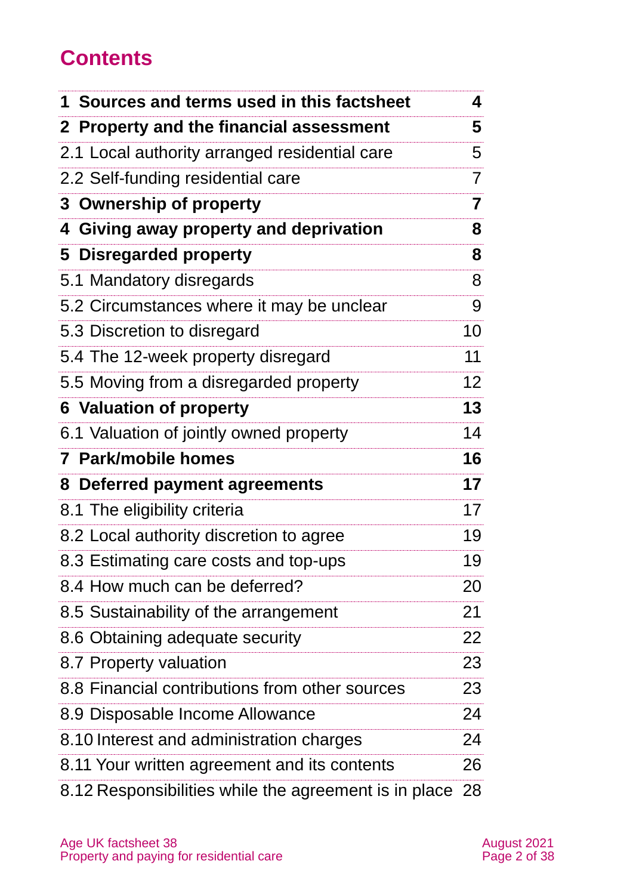# Contents

| | |
|---|---|
| **1 Sources and terms used in this factsheet** | **4** |
| **2 Property and the financial assessment** | **5** |
| 2.1 Local authority arranged residential care | 5 |
| 2.2 Self-funding residential care | 7 |
| **3 Ownership of property** | **7** |
| **4 Giving away property and deprivation** | **8** |
| **5 Disregarded property** | **8** |
| 5.1 Mandatory disregards | 8 |
| 5.2 Circumstances where it may be unclear | 9 |
| 5.3 Discretion to disregard | 10 |
| 5.4 The 12-week property disregard | 11 |
| 5.5 Moving from a disregarded property | 12 |
| **6 Valuation of property** | **13** |
| 6.1 Valuation of jointly owned property | 14 |
| **7 Park/mobile homes** | **16** |
| **8 Deferred payment agreements** | **17** |
| 8.1 The eligibility criteria | 17 |
| 8.2 Local authority discretion to agree | 19 |
| 8.3 Estimating care costs and top-ups | 19 |
| 8.4 How much can be deferred? | 20 |
| 8.5 Sustainability of the arrangement | 21 |
| 8.6 Obtaining adequate security | 22 |
| 8.7 Property valuation | 23 |
| 8.8 Financial contributions from other sources | 23 |
| 8.9 Disposable Income Allowance | 24 |
| 8.10 Interest and administration charges | 24 |
| 8.11 Your written agreement and its contents | 26 |
| 8.12 Responsibilities while the agreement is in place | 28 |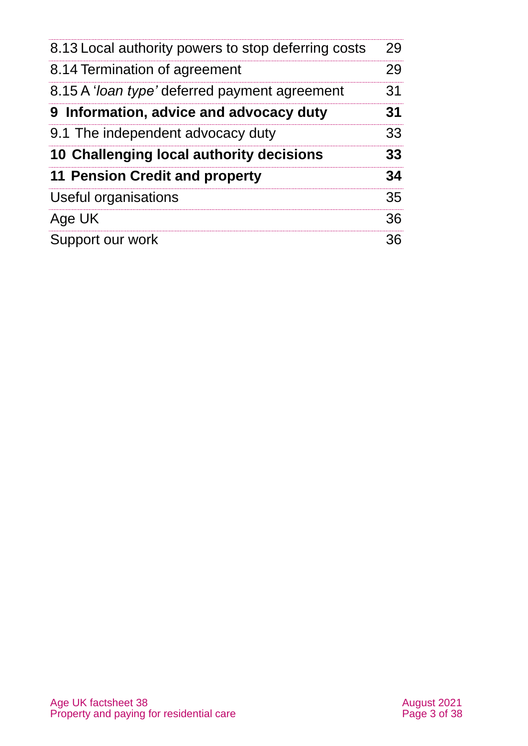| | |
|---|---|
| 8.13 Local authority powers to stop deferring costs | 29 |
| 8.14 Termination of agreement | 29 |
| 8.15 A '*loan type*' deferred payment agreement | 31 |
| **9 Information, advice and advocacy duty** | **31** |
| 9.1 The independent advocacy duty | 33 |
| **10 Challenging local authority decisions** | **33** |
| **11 Pension Credit and property** | **34** |
| Useful organisations | 35 |
| Age UK | 36 |
| Support our work | 36 |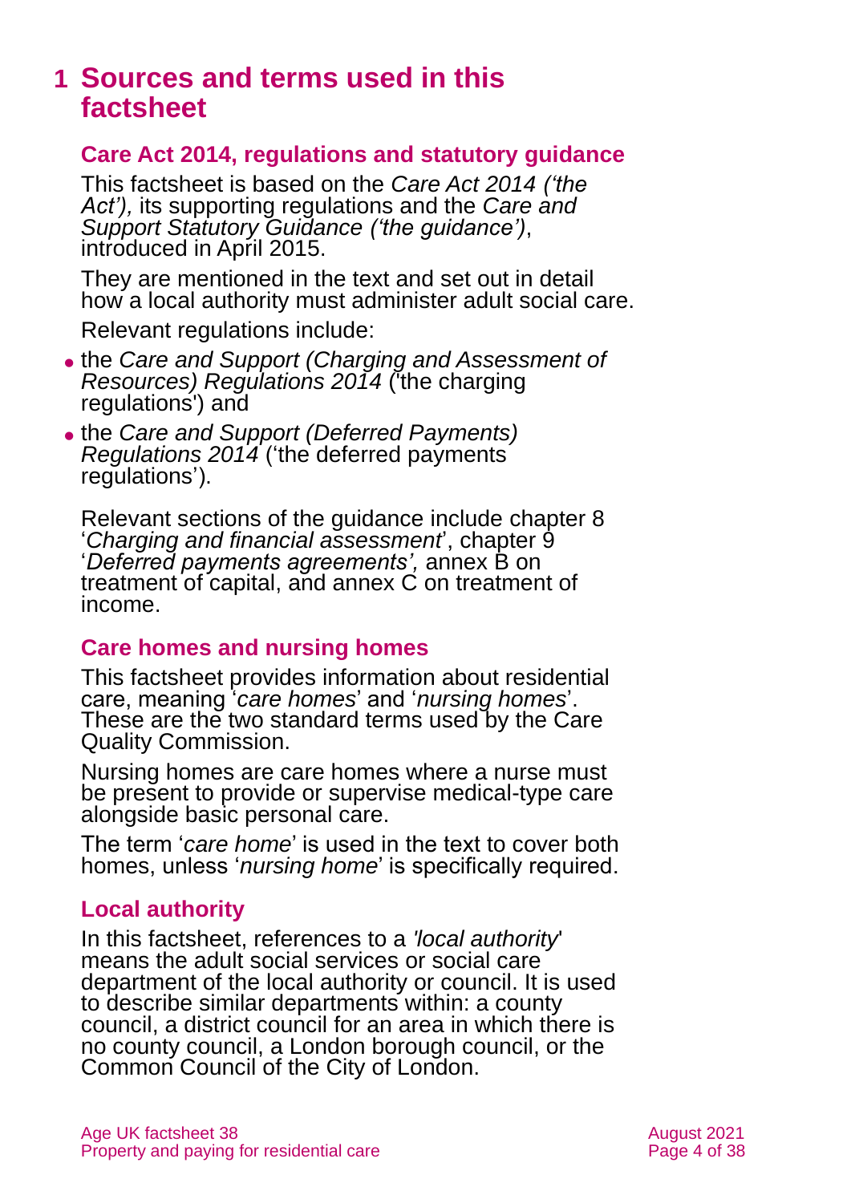# 1 Sources and terms used in this factsheet

## Care Act 2014, regulations and statutory guidance

This factsheet is based on the *Care Act 2014 ('the Act'),* its supporting regulations and the *Care and Support Statutory Guidance ('the guidance')*, introduced in April 2015.

They are mentioned in the text and set out in detail how a local authority must administer adult social care.

Relevant regulations include:

- the *Care and Support (Charging and Assessment of Resources) Regulations 2014* ('the charging regulations') and
- the *Care and Support (Deferred Payments) Regulations 2014* ('the deferred payments regulations').

Relevant sections of the guidance include chapter 8 '*Charging and financial assessment*', chapter 9 '*Deferred payments agreements',* annex B on treatment of capital, and annex C on treatment of income.

## Care homes and nursing homes

This factsheet provides information about residential care, meaning '*care homes*' and '*nursing homes*'. These are the two standard terms used by the Care Quality Commission.

Nursing homes are care homes where a nurse must be present to provide or supervise medical-type care alongside basic personal care.

The term '*care home*' is used in the text to cover both homes, unless '*nursing home*' is specifically required.

## Local authority

In this factsheet, references to a *'local authority*' means the adult social services or social care department of the local authority or council. It is used to describe similar departments within: a county council, a district council for an area in which there is no county council, a London borough council, or the Common Council of the City of London.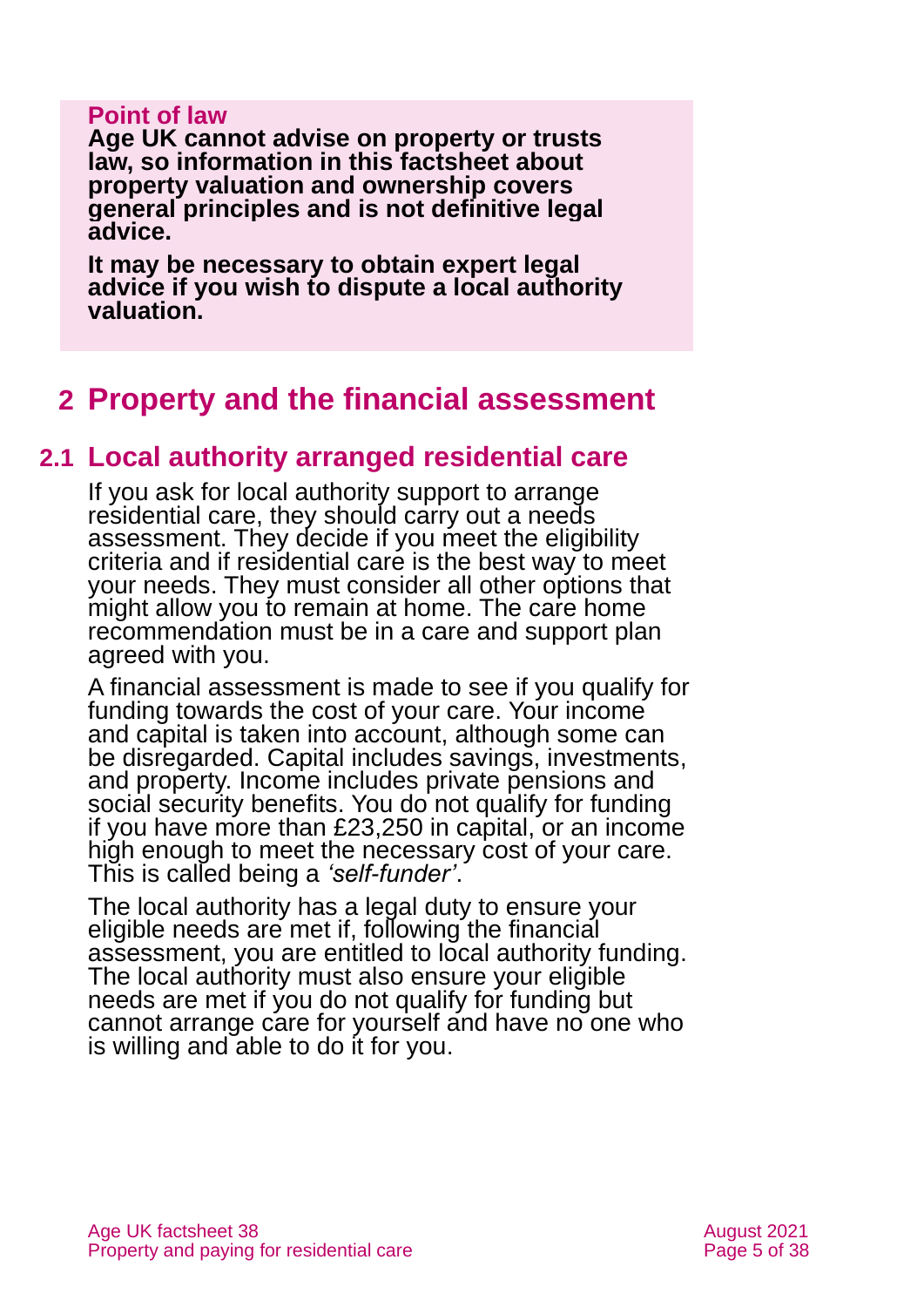**Point of law**

**Age UK cannot advise on property or trusts law, so information in this factsheet about property valuation and ownership covers general principles and is not definitive legal advice.**

**It may be necessary to obtain expert legal advice if you wish to dispute a local authority valuation.**

# 2 Property and the financial assessment

## 2.1 Local authority arranged residential care

If you ask for local authority support to arrange residential care, they should carry out a needs assessment. They decide if you meet the eligibility criteria and if residential care is the best way to meet your needs. They must consider all other options that might allow you to remain at home. The care home recommendation must be in a care and support plan agreed with you.

A financial assessment is made to see if you qualify for funding towards the cost of your care. Your income and capital is taken into account, although some can be disregarded. Capital includes savings, investments, and property. Income includes private pensions and social security benefits. You do not qualify for funding if you have more than £23,250 in capital, or an income high enough to meet the necessary cost of your care. This is called being a *'self-funder'*.

The local authority has a legal duty to ensure your eligible needs are met if, following the financial assessment, you are entitled to local authority funding. The local authority must also ensure your eligible needs are met if you do not qualify for funding but cannot arrange care for yourself and have no one who is willing and able to do it for you.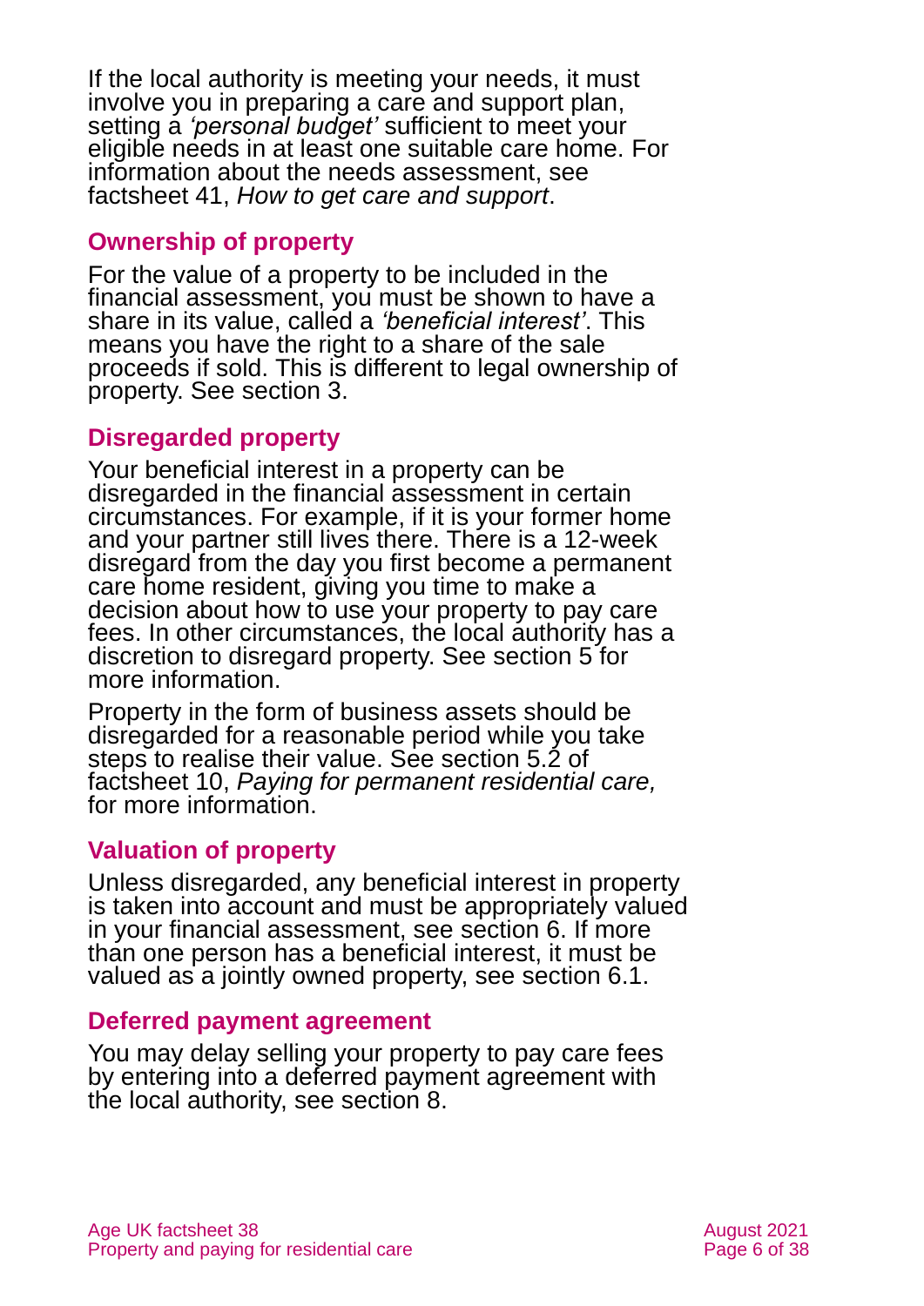If the local authority is meeting your needs, it must involve you in preparing a care and support plan, setting a *'personal budget'* sufficient to meet your eligible needs in at least one suitable care home. For information about the needs assessment, see factsheet 41, *How to get care and support*.

### Ownership of property

For the value of a property to be included in the financial assessment, you must be shown to have a share in its value, called a *'beneficial interest'*. This means you have the right to a share of the sale proceeds if sold. This is different to legal ownership of property. See section 3.

### Disregarded property

Your beneficial interest in a property can be disregarded in the financial assessment in certain circumstances. For example, if it is your former home and your partner still lives there. There is a 12-week disregard from the day you first become a permanent care home resident, giving you time to make a decision about how to use your property to pay care fees. In other circumstances, the local authority has a discretion to disregard property. See section 5 for more information.

Property in the form of business assets should be disregarded for a reasonable period while you take steps to realise their value. See section 5.2 of factsheet 10, *Paying for permanent residential care,* for more information.

### Valuation of property

Unless disregarded, any beneficial interest in property is taken into account and must be appropriately valued in your financial assessment, see section 6. If more than one person has a beneficial interest, it must be valued as a jointly owned property, see section 6.1.

### Deferred payment agreement

You may delay selling your property to pay care fees by entering into a deferred payment agreement with the local authority, see section 8.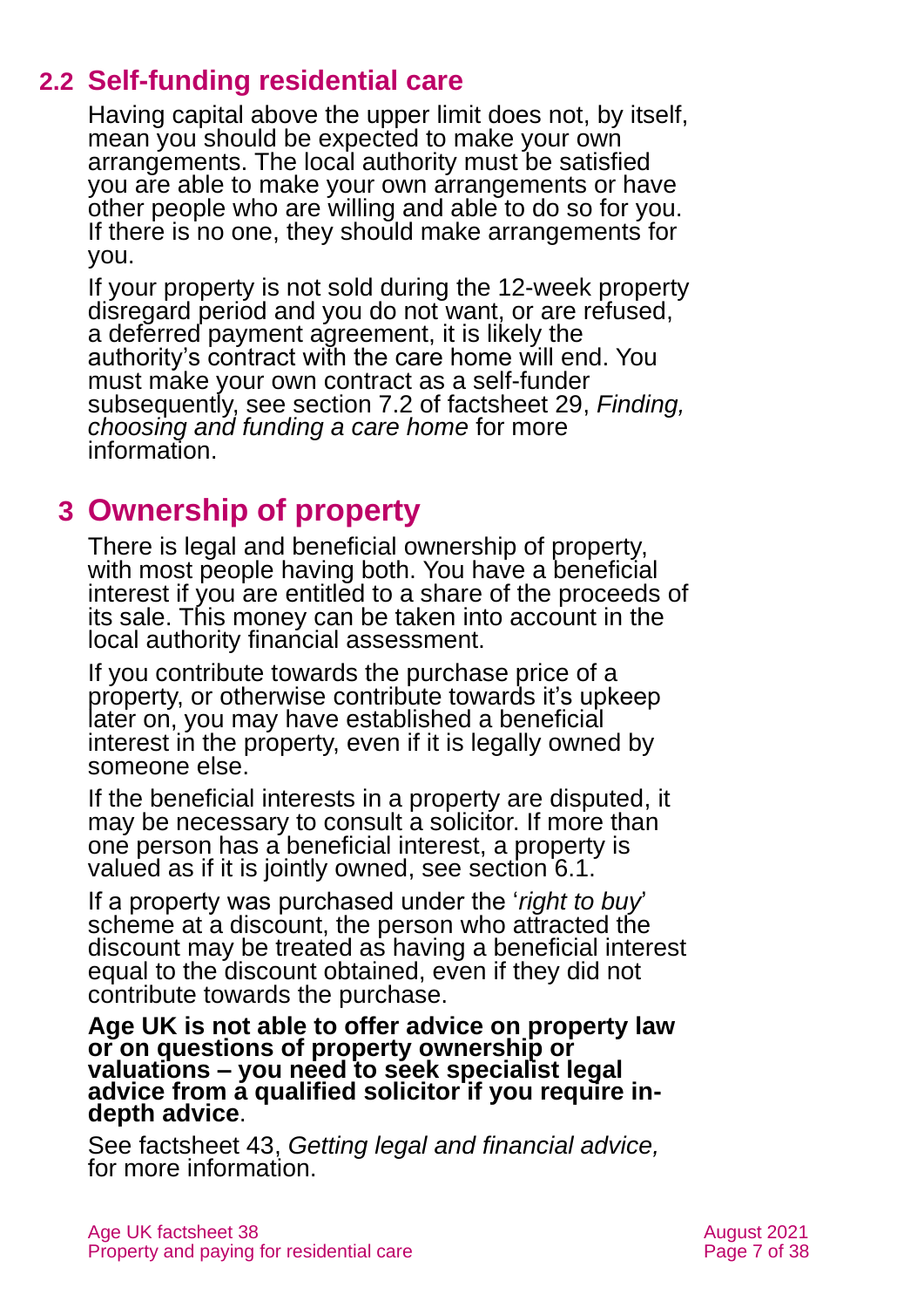## 2.2 Self-funding residential care

Having capital above the upper limit does not, by itself, mean you should be expected to make your own arrangements. The local authority must be satisfied you are able to make your own arrangements or have other people who are willing and able to do so for you. If there is no one, they should make arrangements for you.

If your property is not sold during the 12-week property disregard period and you do not want, or are refused, a deferred payment agreement, it is likely the authority's contract with the care home will end. You must make your own contract as a self-funder subsequently, see section 7.2 of factsheet 29, *Finding, choosing and funding a care home* for more information.

# 3 Ownership of property

There is legal and beneficial ownership of property, with most people having both. You have a beneficial interest if you are entitled to a share of the proceeds of its sale. This money can be taken into account in the local authority financial assessment.

If you contribute towards the purchase price of a property, or otherwise contribute towards it's upkeep later on, you may have established a beneficial interest in the property, even if it is legally owned by someone else.

If the beneficial interests in a property are disputed, it may be necessary to consult a solicitor. If more than one person has a beneficial interest, a property is valued as if it is jointly owned, see section 6.1.

If a property was purchased under the '*right to buy*' scheme at a discount, the person who attracted the discount may be treated as having a beneficial interest equal to the discount obtained, even if they did not contribute towards the purchase.

**Age UK is not able to offer advice on property law or on questions of property ownership or valuations – you need to seek specialist legal advice from a qualified solicitor if you require in-depth advice**.

See factsheet 43, *Getting legal and financial advice,* for more information.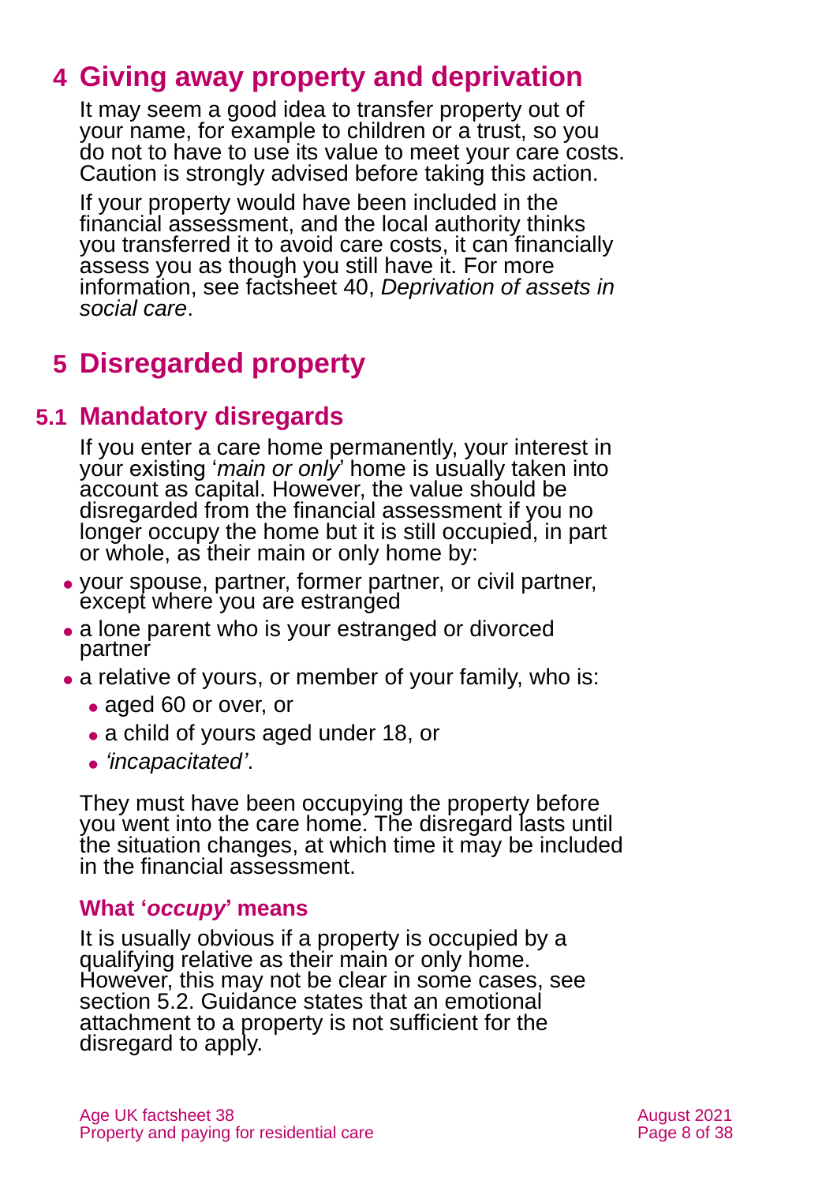## 4 Giving away property and deprivation

It may seem a good idea to transfer property out of your name, for example to children or a trust, so you do not to have to use its value to meet your care costs. Caution is strongly advised before taking this action.

If your property would have been included in the financial assessment, and the local authority thinks you transferred it to avoid care costs, it can financially assess you as though you still have it. For more information, see factsheet 40, *Deprivation of assets in social care*.

## 5 Disregarded property

### 5.1 Mandatory disregards

If you enter a care home permanently, your interest in your existing '*main or only*' home is usually taken into account as capital. However, the value should be disregarded from the financial assessment if you no longer occupy the home but it is still occupied, in part or whole, as their main or only home by:

- your spouse, partner, former partner, or civil partner, except where you are estranged
- a lone parent who is your estranged or divorced partner
- a relative of yours, or member of your family, who is:
  - aged 60 or over, or
  - a child of yours aged under 18, or
  - *'incapacitated'*.

They must have been occupying the property before you went into the care home. The disregard lasts until the situation changes, at which time it may be included in the financial assessment.

#### What '*occupy*' means

It is usually obvious if a property is occupied by a qualifying relative as their main or only home. However, this may not be clear in some cases, see section 5.2. Guidance states that an emotional attachment to a property is not sufficient for the disregard to apply.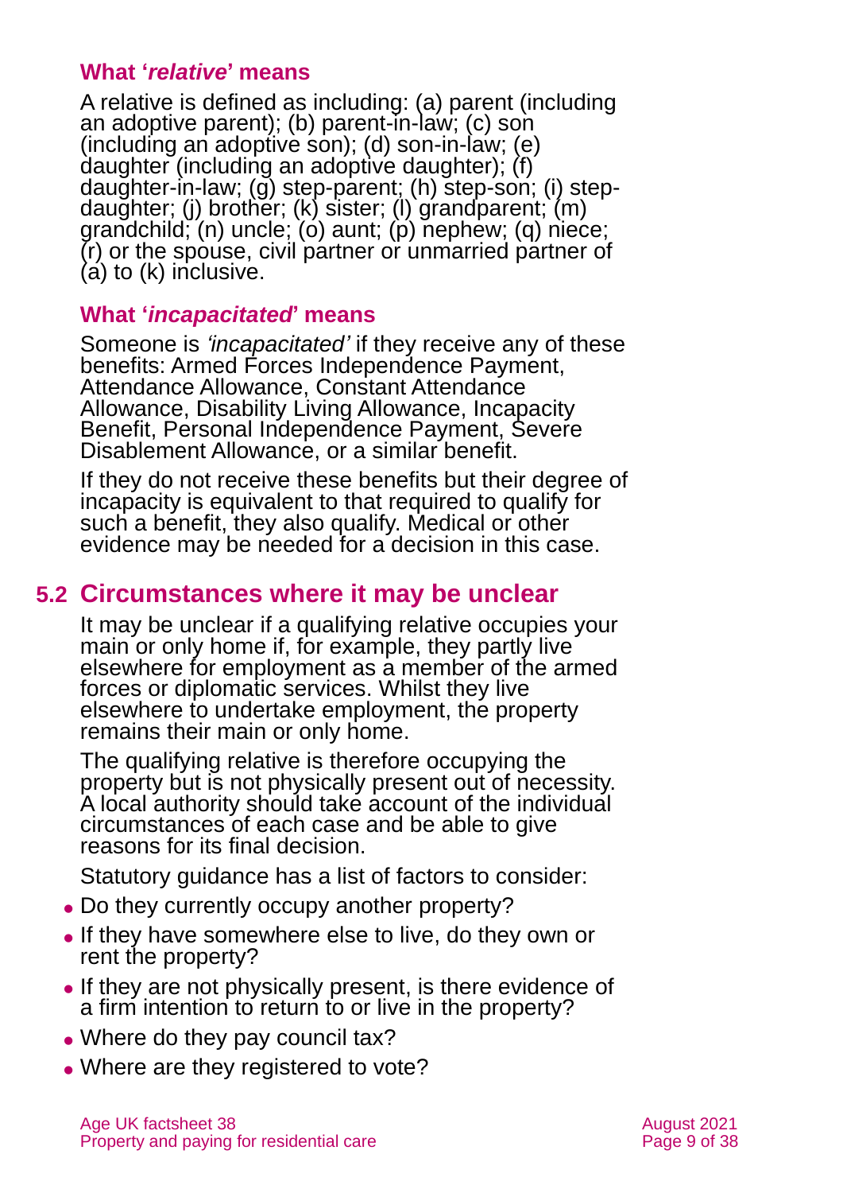### What '*relative*' means

A relative is defined as including: (a) parent (including an adoptive parent); (b) parent-in-law; (c) son (including an adoptive son); (d) son-in-law; (e) daughter (including an adoptive daughter); (f) daughter-in-law; (g) step-parent; (h) step-son; (i) step-daughter; (j) brother; (k) sister; (l) grandparent; (m) grandchild; (n) uncle; (o) aunt; (p) nephew; (q) niece; (r) or the spouse, civil partner or unmarried partner of (a) to (k) inclusive.

### What '*incapacitated*' means

Someone is *'incapacitated'* if they receive any of these benefits: Armed Forces Independence Payment, Attendance Allowance, Constant Attendance Allowance, Disability Living Allowance, Incapacity Benefit, Personal Independence Payment, Severe Disablement Allowance, or a similar benefit.

If they do not receive these benefits but their degree of incapacity is equivalent to that required to qualify for such a benefit, they also qualify. Medical or other evidence may be needed for a decision in this case.

## 5.2 Circumstances where it may be unclear

It may be unclear if a qualifying relative occupies your main or only home if, for example, they partly live elsewhere for employment as a member of the armed forces or diplomatic services. Whilst they live elsewhere to undertake employment, the property remains their main or only home.

The qualifying relative is therefore occupying the property but is not physically present out of necessity. A local authority should take account of the individual circumstances of each case and be able to give reasons for its final decision.

Statutory guidance has a list of factors to consider:

- Do they currently occupy another property?
- If they have somewhere else to live, do they own or rent the property?
- If they are not physically present, is there evidence of a firm intention to return to or live in the property?
- Where do they pay council tax?
- Where are they registered to vote?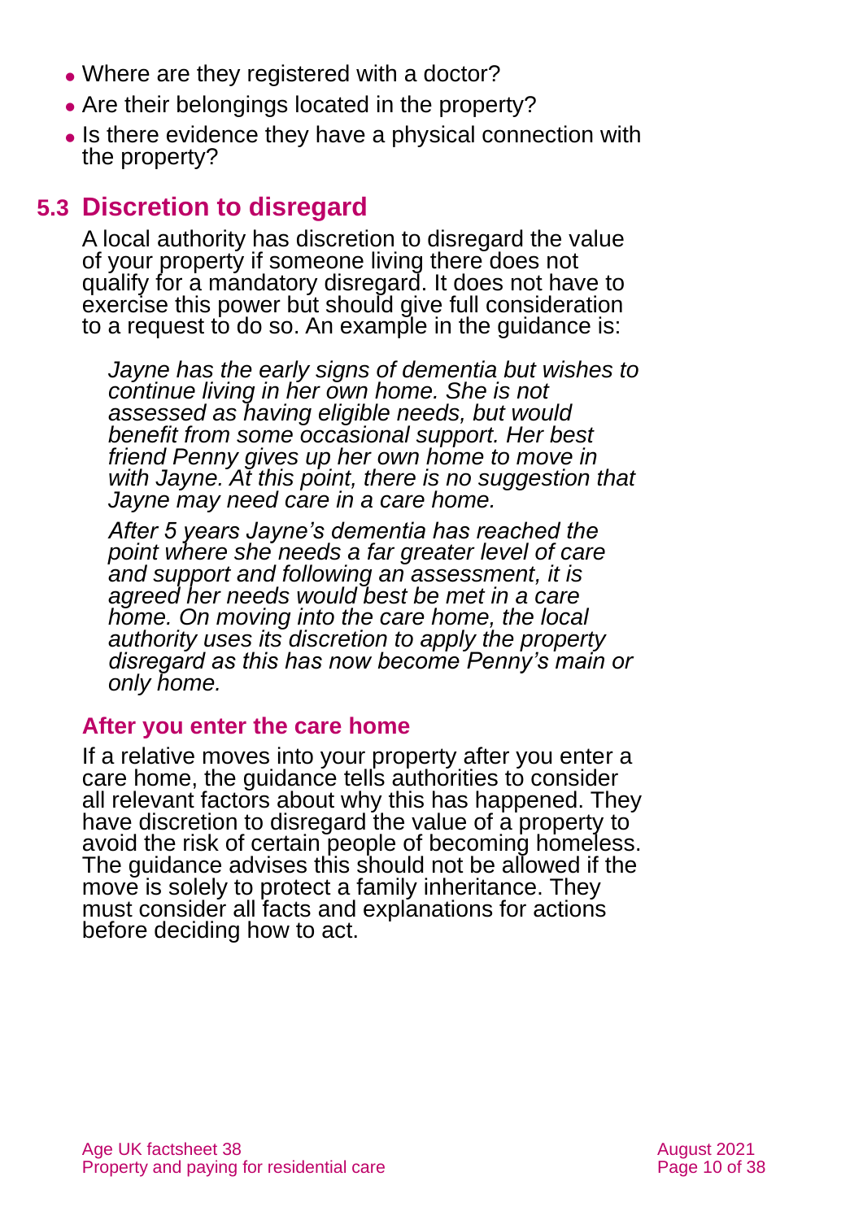- Where are they registered with a doctor?
- Are their belongings located in the property?
- Is there evidence they have a physical connection with the property?

## 5.3 Discretion to disregard

A local authority has discretion to disregard the value of your property if someone living there does not qualify for a mandatory disregard. It does not have to exercise this power but should give full consideration to a request to do so. An example in the guidance is:

> *Jayne has the early signs of dementia but wishes to continue living in her own home. She is not assessed as having eligible needs, but would benefit from some occasional support. Her best friend Penny gives up her own home to move in with Jayne. At this point, there is no suggestion that Jayne may need care in a care home.*
>
> *After 5 years Jayne's dementia has reached the point where she needs a far greater level of care and support and following an assessment, it is agreed her needs would best be met in a care home. On moving into the care home, the local authority uses its discretion to apply the property disregard as this has now become Penny's main or only home.*

### After you enter the care home

If a relative moves into your property after you enter a care home, the guidance tells authorities to consider all relevant factors about why this has happened. They have discretion to disregard the value of a property to avoid the risk of certain people of becoming homeless. The guidance advises this should not be allowed if the move is solely to protect a family inheritance. They must consider all facts and explanations for actions before deciding how to act.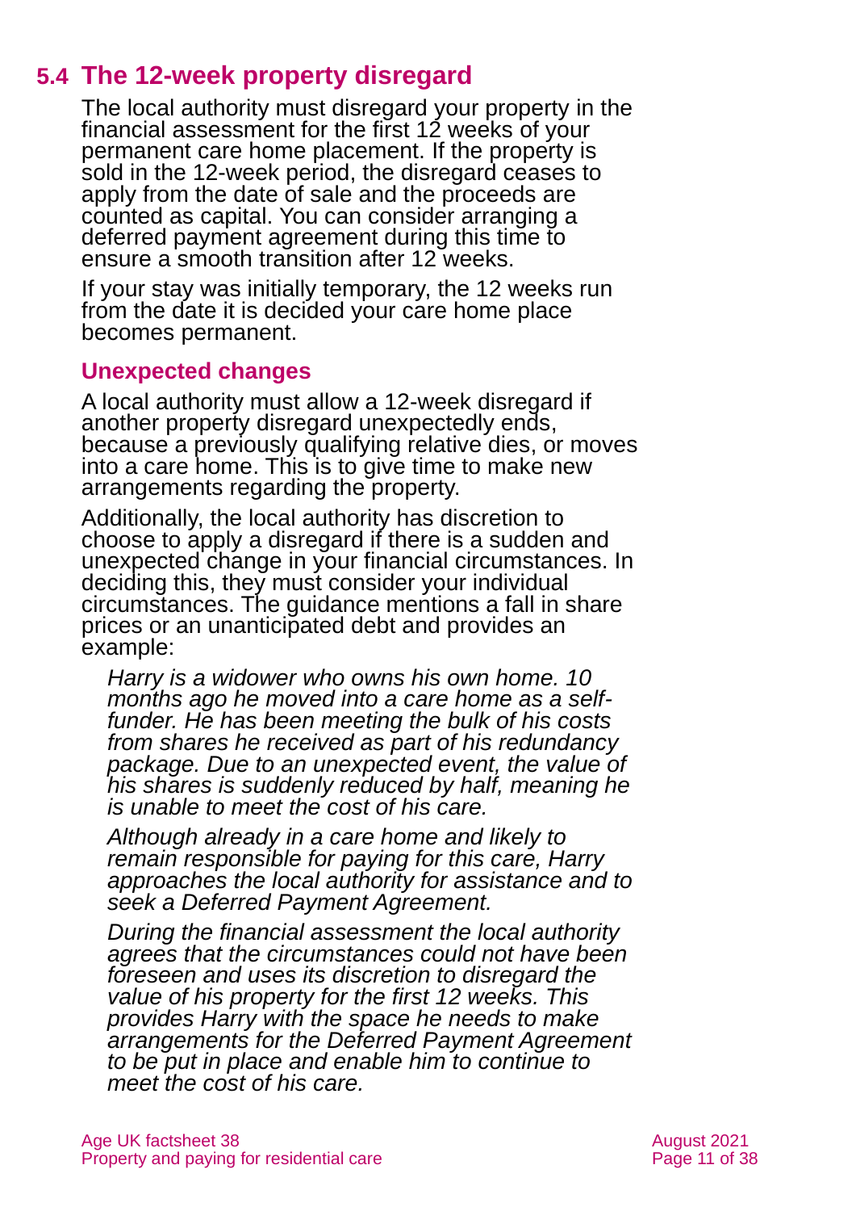## 5.4 The 12-week property disregard

The local authority must disregard your property in the financial assessment for the first 12 weeks of your permanent care home placement. If the property is sold in the 12-week period, the disregard ceases to apply from the date of sale and the proceeds are counted as capital. You can consider arranging a deferred payment agreement during this time to ensure a smooth transition after 12 weeks.

If your stay was initially temporary, the 12 weeks run from the date it is decided your care home place becomes permanent.

### Unexpected changes

A local authority must allow a 12-week disregard if another property disregard unexpectedly ends, because a previously qualifying relative dies, or moves into a care home. This is to give time to make new arrangements regarding the property.

Additionally, the local authority has discretion to choose to apply a disregard if there is a sudden and unexpected change in your financial circumstances. In deciding this, they must consider your individual circumstances. The guidance mentions a fall in share prices or an unanticipated debt and provides an example:

> *Harry is a widower who owns his own home. 10 months ago he moved into a care home as a self-funder. He has been meeting the bulk of his costs from shares he received as part of his redundancy package. Due to an unexpected event, the value of his shares is suddenly reduced by half, meaning he is unable to meet the cost of his care.*
>
> *Although already in a care home and likely to remain responsible for paying for this care, Harry approaches the local authority for assistance and to seek a Deferred Payment Agreement.*
>
> *During the financial assessment the local authority agrees that the circumstances could not have been foreseen and uses its discretion to disregard the value of his property for the first 12 weeks. This provides Harry with the space he needs to make arrangements for the Deferred Payment Agreement to be put in place and enable him to continue to meet the cost of his care.*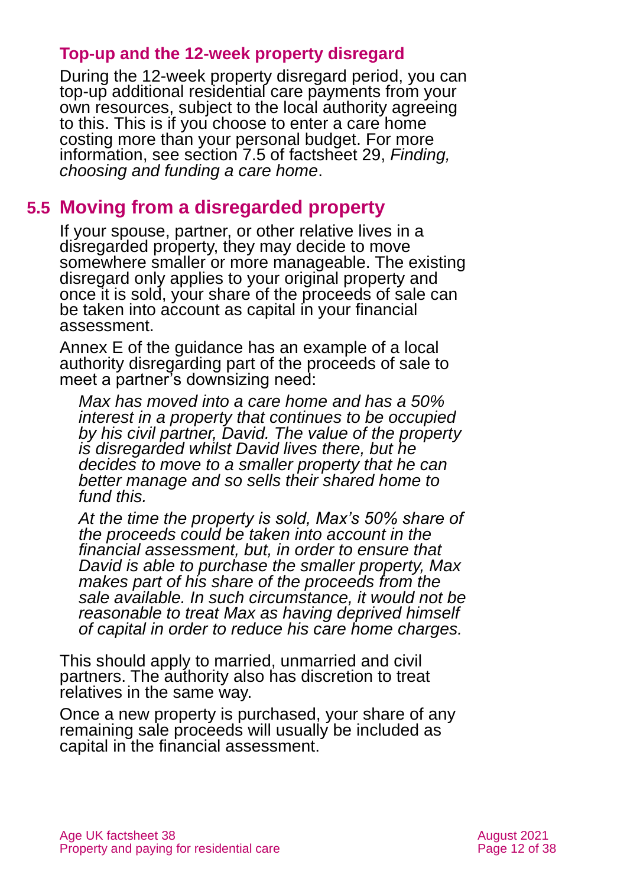### Top-up and the 12-week property disregard

During the 12-week property disregard period, you can top-up additional residential care payments from your own resources, subject to the local authority agreeing to this. This is if you choose to enter a care home costing more than your personal budget. For more information, see section 7.5 of factsheet 29, *Finding, choosing and funding a care home*.

## 5.5 Moving from a disregarded property

If your spouse, partner, or other relative lives in a disregarded property, they may decide to move somewhere smaller or more manageable. The existing disregard only applies to your original property and once it is sold, your share of the proceeds of sale can be taken into account as capital in your financial assessment.

Annex E of the guidance has an example of a local authority disregarding part of the proceeds of sale to meet a partner's downsizing need:

> *Max has moved into a care home and has a 50% interest in a property that continues to be occupied by his civil partner, David. The value of the property is disregarded whilst David lives there, but he decides to move to a smaller property that he can better manage and so sells their shared home to fund this.*
>
> *At the time the property is sold, Max's 50% share of the proceeds could be taken into account in the financial assessment, but, in order to ensure that David is able to purchase the smaller property, Max makes part of his share of the proceeds from the sale available. In such circumstance, it would not be reasonable to treat Max as having deprived himself of capital in order to reduce his care home charges.*

This should apply to married, unmarried and civil partners. The authority also has discretion to treat relatives in the same way.

Once a new property is purchased, your share of any remaining sale proceeds will usually be included as capital in the financial assessment.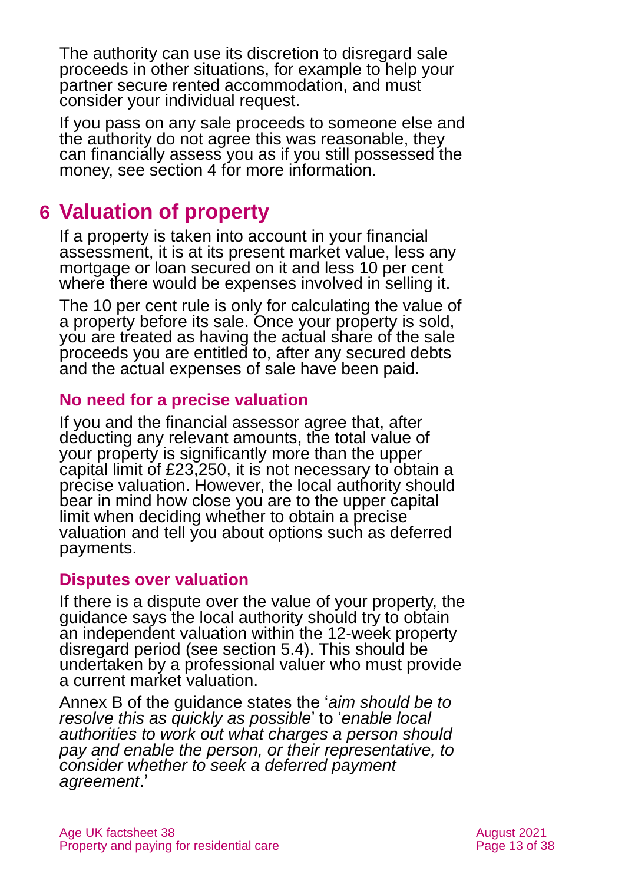The authority can use its discretion to disregard sale proceeds in other situations, for example to help your partner secure rented accommodation, and must consider your individual request.

If you pass on any sale proceeds to someone else and the authority do not agree this was reasonable, they can financially assess you as if you still possessed the money, see section 4 for more information.

# 6 Valuation of property

If a property is taken into account in your financial assessment, it is at its present market value, less any mortgage or loan secured on it and less 10 per cent where there would be expenses involved in selling it.

The 10 per cent rule is only for calculating the value of a property before its sale. Once your property is sold, you are treated as having the actual share of the sale proceeds you are entitled to, after any secured debts and the actual expenses of sale have been paid.

## No need for a precise valuation

If you and the financial assessor agree that, after deducting any relevant amounts, the total value of your property is significantly more than the upper capital limit of £23,250, it is not necessary to obtain a precise valuation. However, the local authority should bear in mind how close you are to the upper capital limit when deciding whether to obtain a precise valuation and tell you about options such as deferred payments.

## Disputes over valuation

If there is a dispute over the value of your property, the guidance says the local authority should try to obtain an independent valuation within the 12-week property disregard period (see section 5.4). This should be undertaken by a professional valuer who must provide a current market valuation.

Annex B of the guidance states the '*aim should be to resolve this as quickly as possible*' to '*enable local authorities to work out what charges a person should pay and enable the person, or their representative, to consider whether to seek a deferred payment agreement*.'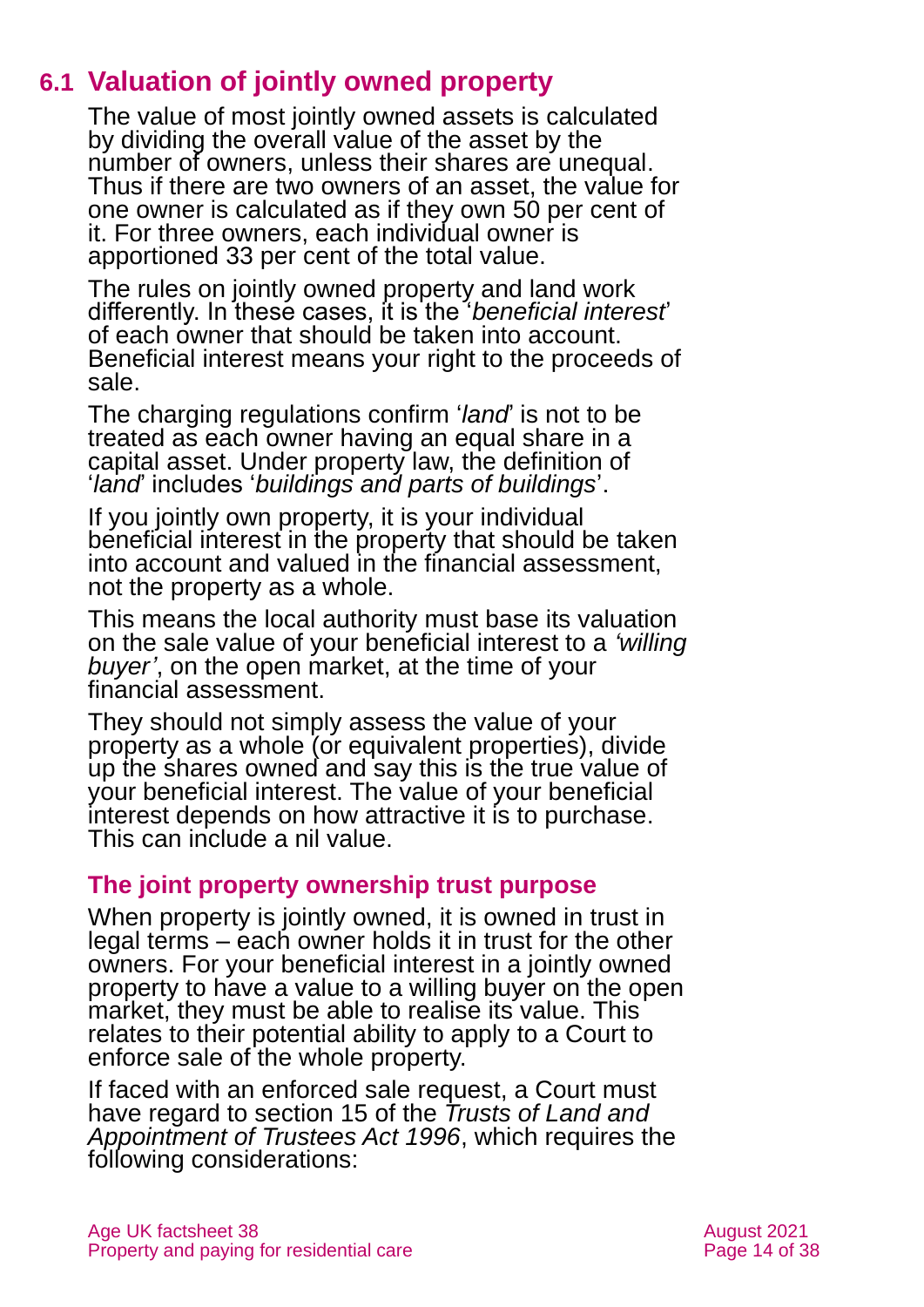## 6.1 Valuation of jointly owned property

The value of most jointly owned assets is calculated by dividing the overall value of the asset by the number of owners, unless their shares are unequal. Thus if there are two owners of an asset, the value for one owner is calculated as if they own 50 per cent of it. For three owners, each individual owner is apportioned 33 per cent of the total value.

The rules on jointly owned property and land work differently. In these cases, it is the '*beneficial interest*' of each owner that should be taken into account. Beneficial interest means your right to the proceeds of sale.

The charging regulations confirm '*land*' is not to be treated as each owner having an equal share in a capital asset. Under property law, the definition of '*land*' includes '*buildings and parts of buildings*'.

If you jointly own property, it is your individual beneficial interest in the property that should be taken into account and valued in the financial assessment, not the property as a whole.

This means the local authority must base its valuation on the sale value of your beneficial interest to a *'willing buyer'*, on the open market, at the time of your financial assessment.

They should not simply assess the value of your property as a whole (or equivalent properties), divide up the shares owned and say this is the true value of your beneficial interest. The value of your beneficial interest depends on how attractive it is to purchase. This can include a nil value.

### The joint property ownership trust purpose

When property is jointly owned, it is owned in trust in legal terms – each owner holds it in trust for the other owners. For your beneficial interest in a jointly owned property to have a value to a willing buyer on the open market, they must be able to realise its value. This relates to their potential ability to apply to a Court to enforce sale of the whole property.

If faced with an enforced sale request, a Court must have regard to section 15 of the *Trusts of Land and Appointment of Trustees Act 1996*, which requires the following considerations: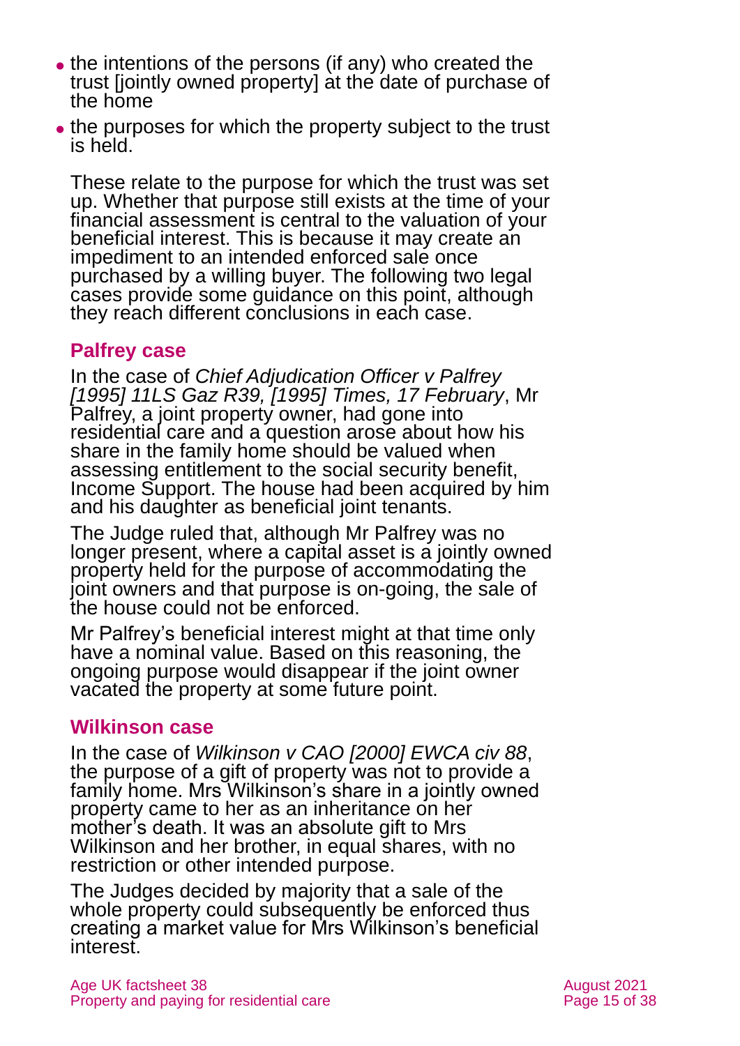- the intentions of the persons (if any) who created the trust [jointly owned property] at the date of purchase of the home
- the purposes for which the property subject to the trust is held.

These relate to the purpose for which the trust was set up. Whether that purpose still exists at the time of your financial assessment is central to the valuation of your beneficial interest. This is because it may create an impediment to an intended enforced sale once purchased by a willing buyer. The following two legal cases provide some guidance on this point, although they reach different conclusions in each case.

### Palfrey case

In the case of *Chief Adjudication Officer v Palfrey [1995] 11LS Gaz R39, [1995] Times, 17 February*, Mr Palfrey, a joint property owner, had gone into residential care and a question arose about how his share in the family home should be valued when assessing entitlement to the social security benefit, Income Support. The house had been acquired by him and his daughter as beneficial joint tenants.

The Judge ruled that, although Mr Palfrey was no longer present, where a capital asset is a jointly owned property held for the purpose of accommodating the joint owners and that purpose is on-going, the sale of the house could not be enforced.

Mr Palfrey's beneficial interest might at that time only have a nominal value. Based on this reasoning, the ongoing purpose would disappear if the joint owner vacated the property at some future point.

### Wilkinson case

In the case of *Wilkinson v CAO [2000] EWCA civ 88*, the purpose of a gift of property was not to provide a family home. Mrs Wilkinson's share in a jointly owned property came to her as an inheritance on her mother's death. It was an absolute gift to Mrs Wilkinson and her brother, in equal shares, with no restriction or other intended purpose.

The Judges decided by majority that a sale of the whole property could subsequently be enforced thus creating a market value for Mrs Wilkinson's beneficial interest.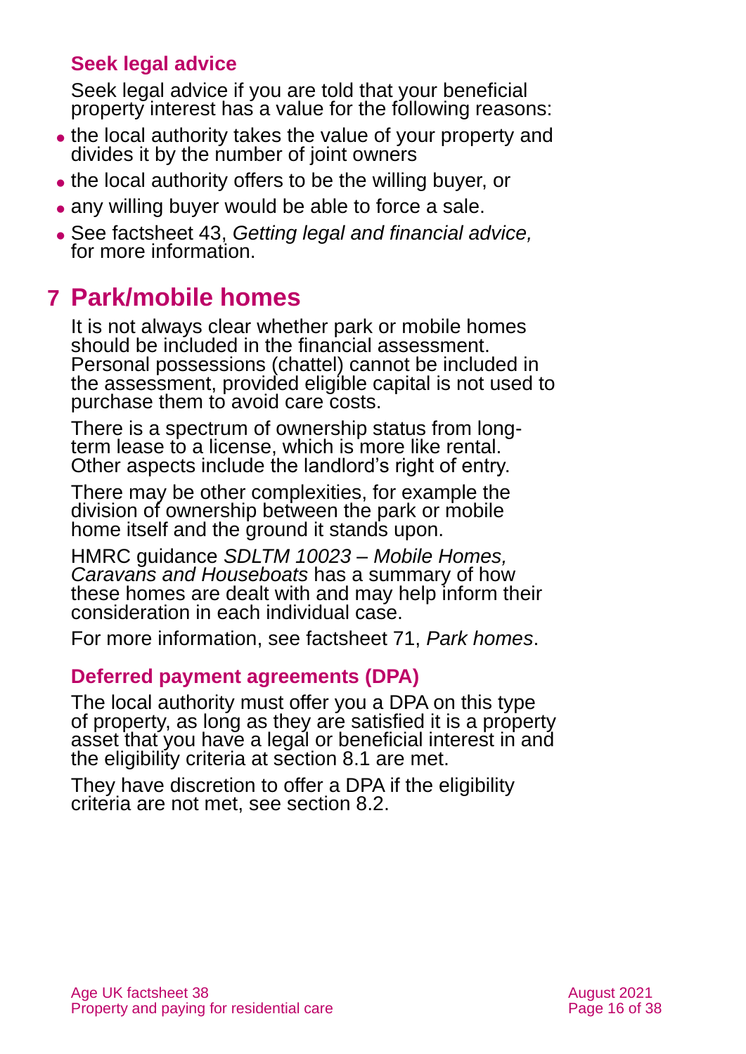### Seek legal advice

Seek legal advice if you are told that your beneficial property interest has a value for the following reasons:

- the local authority takes the value of your property and divides it by the number of joint owners
- the local authority offers to be the willing buyer, or
- any willing buyer would be able to force a sale.
- See factsheet 43, *Getting legal and financial advice,* for more information.

## 7 Park/mobile homes

It is not always clear whether park or mobile homes should be included in the financial assessment. Personal possessions (chattel) cannot be included in the assessment, provided eligible capital is not used to purchase them to avoid care costs.

There is a spectrum of ownership status from long-term lease to a license, which is more like rental. Other aspects include the landlord's right of entry.

There may be other complexities, for example the division of ownership between the park or mobile home itself and the ground it stands upon.

HMRC guidance *SDLTM 10023 – Mobile Homes, Caravans and Houseboats* has a summary of how these homes are dealt with and may help inform their consideration in each individual case.

For more information, see factsheet 71, *Park homes*.

### Deferred payment agreements (DPA)

The local authority must offer you a DPA on this type of property, as long as they are satisfied it is a property asset that you have a legal or beneficial interest in and the eligibility criteria at section 8.1 are met.

They have discretion to offer a DPA if the eligibility criteria are not met, see section 8.2.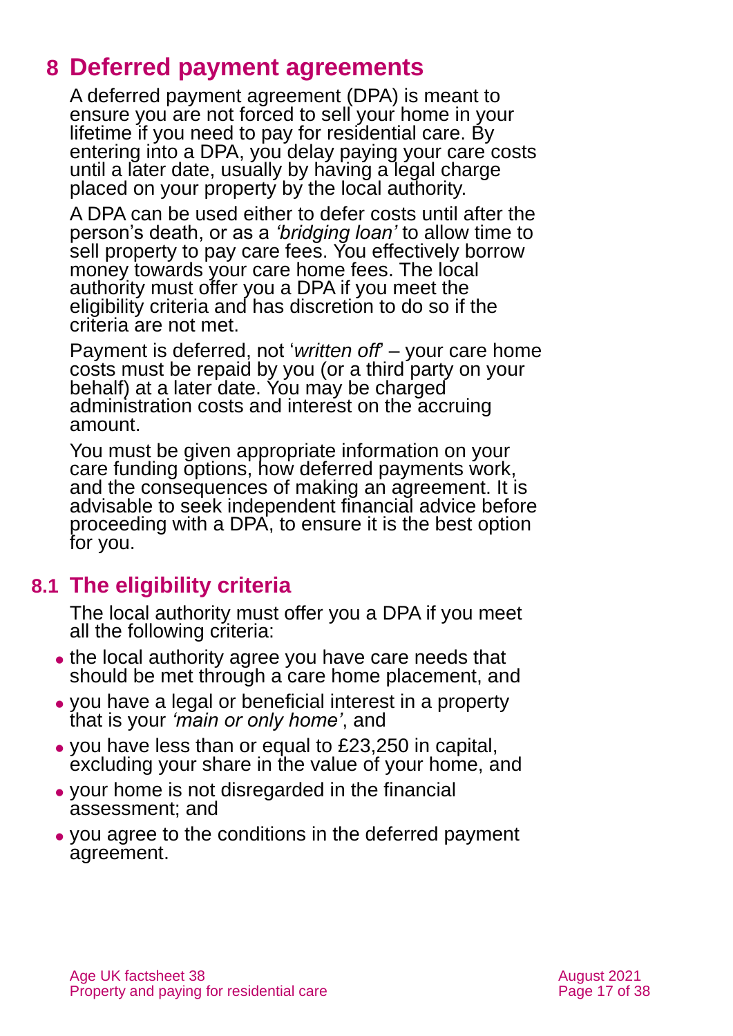# 8 Deferred payment agreements

A deferred payment agreement (DPA) is meant to ensure you are not forced to sell your home in your lifetime if you need to pay for residential care. By entering into a DPA, you delay paying your care costs until a later date, usually by having a legal charge placed on your property by the local authority.

A DPA can be used either to defer costs until after the person's death, or as a *'bridging loan'* to allow time to sell property to pay care fees. You effectively borrow money towards your care home fees. The local authority must offer you a DPA if you meet the eligibility criteria and has discretion to do so if the criteria are not met.

Payment is deferred, not '*written off*' – your care home costs must be repaid by you (or a third party on your behalf) at a later date. You may be charged administration costs and interest on the accruing amount.

You must be given appropriate information on your care funding options, how deferred payments work, and the consequences of making an agreement. It is advisable to seek independent financial advice before proceeding with a DPA, to ensure it is the best option for you.

## 8.1 The eligibility criteria

The local authority must offer you a DPA if you meet all the following criteria:

- the local authority agree you have care needs that should be met through a care home placement, and
- you have a legal or beneficial interest in a property that is your *'main or only home'*, and
- you have less than or equal to £23,250 in capital, excluding your share in the value of your home, and
- your home is not disregarded in the financial assessment; and
- you agree to the conditions in the deferred payment agreement.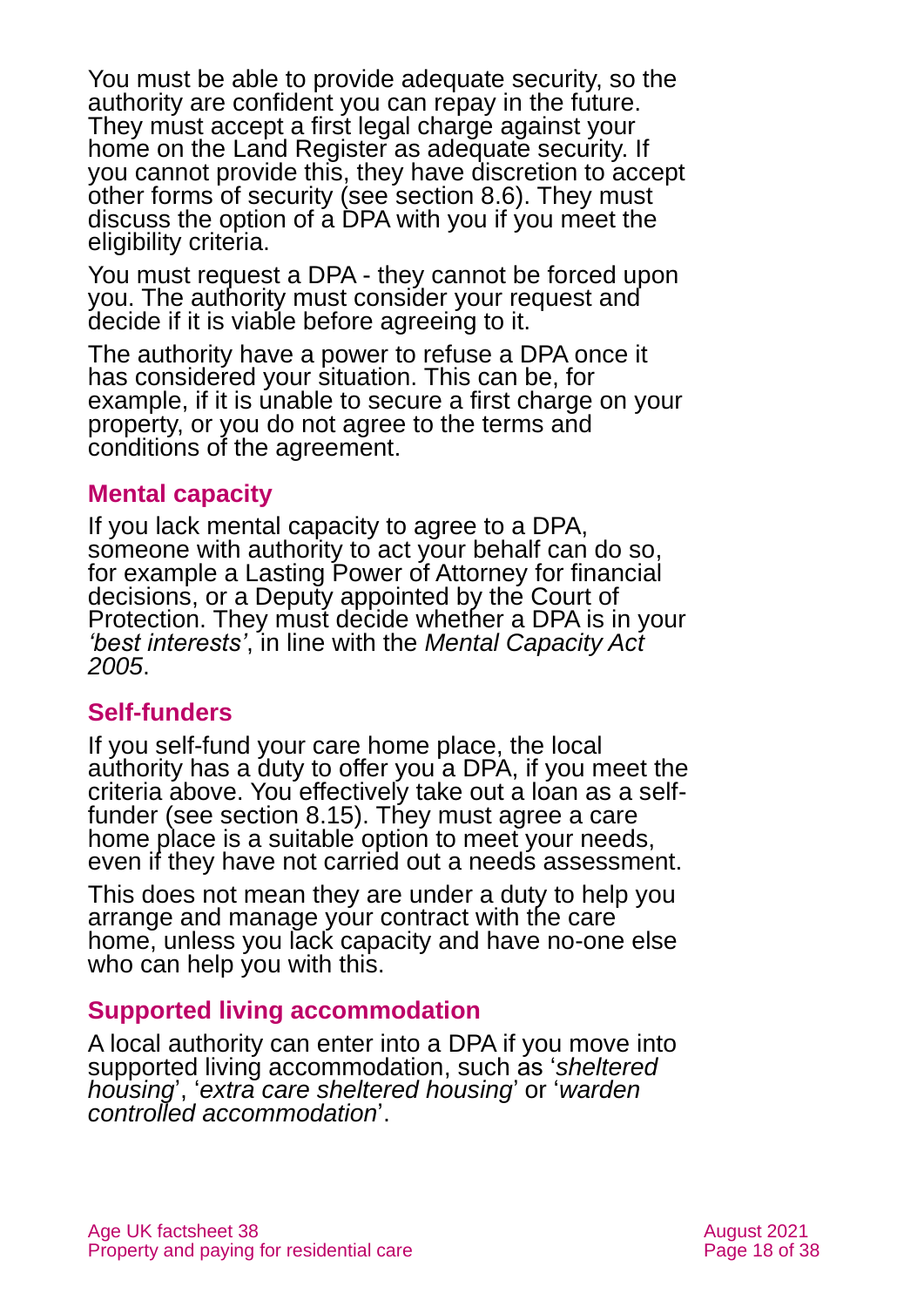You must be able to provide adequate security, so the authority are confident you can repay in the future. They must accept a first legal charge against your home on the Land Register as adequate security. If you cannot provide this, they have discretion to accept other forms of security (see section 8.6). They must discuss the option of a DPA with you if you meet the eligibility criteria.

You must request a DPA - they cannot be forced upon you. The authority must consider your request and decide if it is viable before agreeing to it.

The authority have a power to refuse a DPA once it has considered your situation. This can be, for example, if it is unable to secure a first charge on your property, or you do not agree to the terms and conditions of the agreement.

## Mental capacity

If you lack mental capacity to agree to a DPA, someone with authority to act your behalf can do so, for example a Lasting Power of Attorney for financial decisions, or a Deputy appointed by the Court of Protection. They must decide whether a DPA is in your *'best interests'*, in line with the *Mental Capacity Act 2005*.

## Self-funders

If you self-fund your care home place, the local authority has a duty to offer you a DPA, if you meet the criteria above. You effectively take out a loan as a self-funder (see section 8.15). They must agree a care home place is a suitable option to meet your needs, even if they have not carried out a needs assessment.

This does not mean they are under a duty to help you arrange and manage your contract with the care home, unless you lack capacity and have no-one else who can help you with this.

## Supported living accommodation

A local authority can enter into a DPA if you move into supported living accommodation, such as '*sheltered housing*', '*extra care sheltered housing*' or '*warden controlled accommodation*'.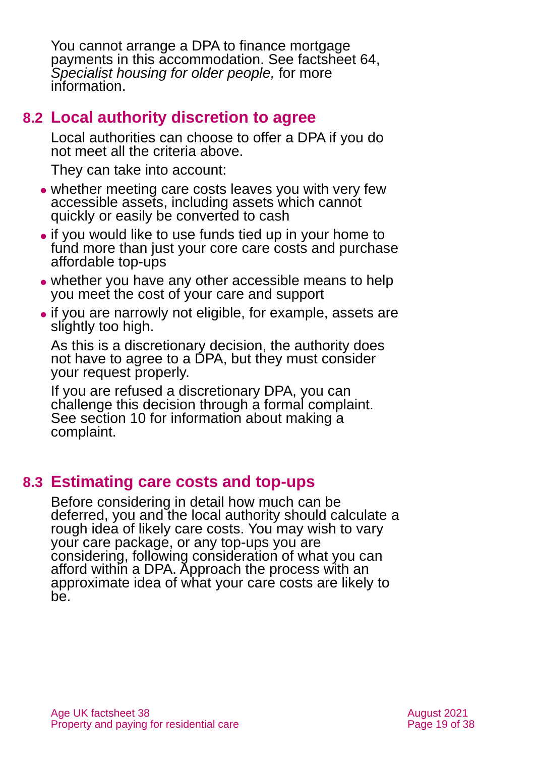You cannot arrange a DPA to finance mortgage payments in this accommodation. See factsheet 64, *Specialist housing for older people,* for more information.

## 8.2 Local authority discretion to agree

Local authorities can choose to offer a DPA if you do not meet all the criteria above.

They can take into account:

- whether meeting care costs leaves you with very few accessible assets, including assets which cannot quickly or easily be converted to cash
- if you would like to use funds tied up in your home to fund more than just your core care costs and purchase affordable top-ups
- whether you have any other accessible means to help you meet the cost of your care and support
- if you are narrowly not eligible, for example, assets are slightly too high.

As this is a discretionary decision, the authority does not have to agree to a DPA, but they must consider your request properly.

If you are refused a discretionary DPA, you can challenge this decision through a formal complaint. See section 10 for information about making a complaint.

## 8.3 Estimating care costs and top-ups

Before considering in detail how much can be deferred, you and the local authority should calculate a rough idea of likely care costs. You may wish to vary your care package, or any top-ups you are considering, following consideration of what you can afford within a DPA. Approach the process with an approximate idea of what your care costs are likely to be.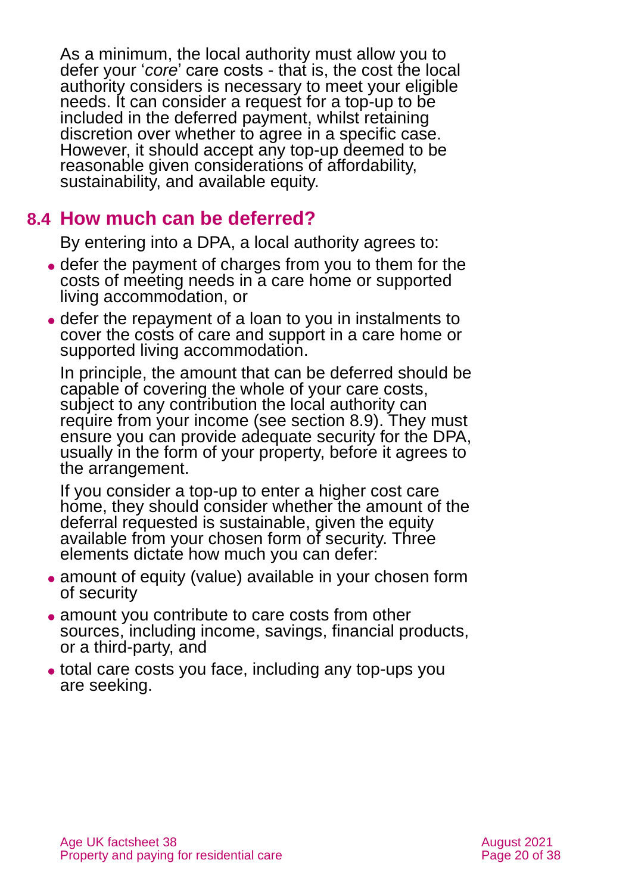As a minimum, the local authority must allow you to defer your '*core*' care costs - that is, the cost the local authority considers is necessary to meet your eligible needs. It can consider a request for a top-up to be included in the deferred payment, whilst retaining discretion over whether to agree in a specific case. However, it should accept any top-up deemed to be reasonable given considerations of affordability, sustainability, and available equity.

## 8.4 How much can be deferred?

By entering into a DPA, a local authority agrees to:

- defer the payment of charges from you to them for the costs of meeting needs in a care home or supported living accommodation, or
- defer the repayment of a loan to you in instalments to cover the costs of care and support in a care home or supported living accommodation.

In principle, the amount that can be deferred should be capable of covering the whole of your care costs, subject to any contribution the local authority can require from your income (see section 8.9). They must ensure you can provide adequate security for the DPA, usually in the form of your property, before it agrees to the arrangement.

If you consider a top-up to enter a higher cost care home, they should consider whether the amount of the deferral requested is sustainable, given the equity available from your chosen form of security. Three elements dictate how much you can defer:

- amount of equity (value) available in your chosen form of security
- amount you contribute to care costs from other sources, including income, savings, financial products, or a third-party, and
- total care costs you face, including any top-ups you are seeking.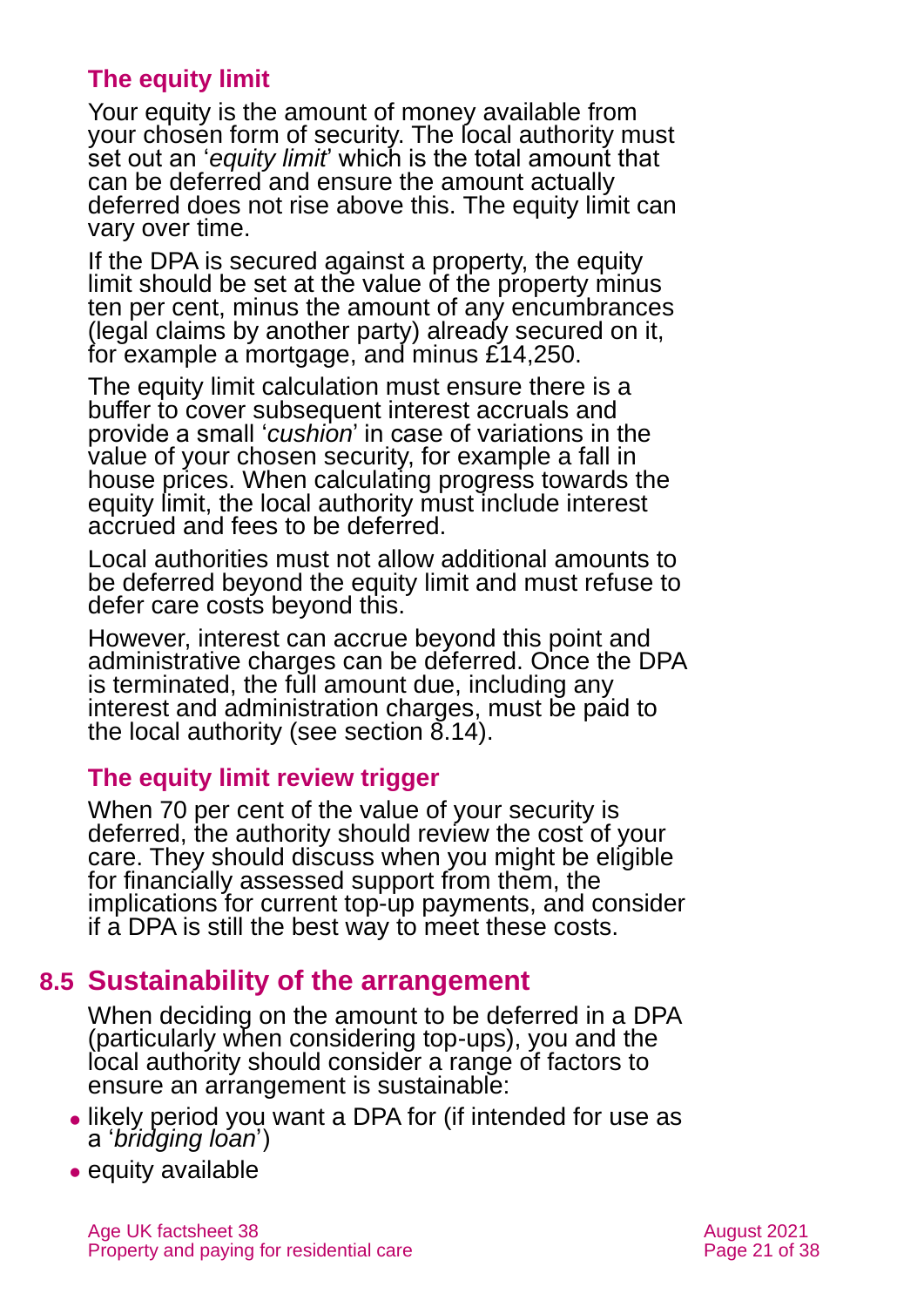### The equity limit

Your equity is the amount of money available from your chosen form of security. The local authority must set out an '*equity limit*' which is the total amount that can be deferred and ensure the amount actually deferred does not rise above this. The equity limit can vary over time.

If the DPA is secured against a property, the equity limit should be set at the value of the property minus ten per cent, minus the amount of any encumbrances (legal claims by another party) already secured on it, for example a mortgage, and minus £14,250.

The equity limit calculation must ensure there is a buffer to cover subsequent interest accruals and provide a small '*cushion*' in case of variations in the value of your chosen security, for example a fall in house prices. When calculating progress towards the equity limit, the local authority must include interest accrued and fees to be deferred.

Local authorities must not allow additional amounts to be deferred beyond the equity limit and must refuse to defer care costs beyond this.

However, interest can accrue beyond this point and administrative charges can be deferred. Once the DPA is terminated, the full amount due, including any interest and administration charges, must be paid to the local authority (see section 8.14).

### The equity limit review trigger

When 70 per cent of the value of your security is deferred, the authority should review the cost of your care. They should discuss when you might be eligible for financially assessed support from them, the implications for current top-up payments, and consider if a DPA is still the best way to meet these costs.

## 8.5 Sustainability of the arrangement

When deciding on the amount to be deferred in a DPA (particularly when considering top-ups), you and the local authority should consider a range of factors to ensure an arrangement is sustainable:

- likely period you want a DPA for (if intended for use as a '*bridging loan*')
- equity available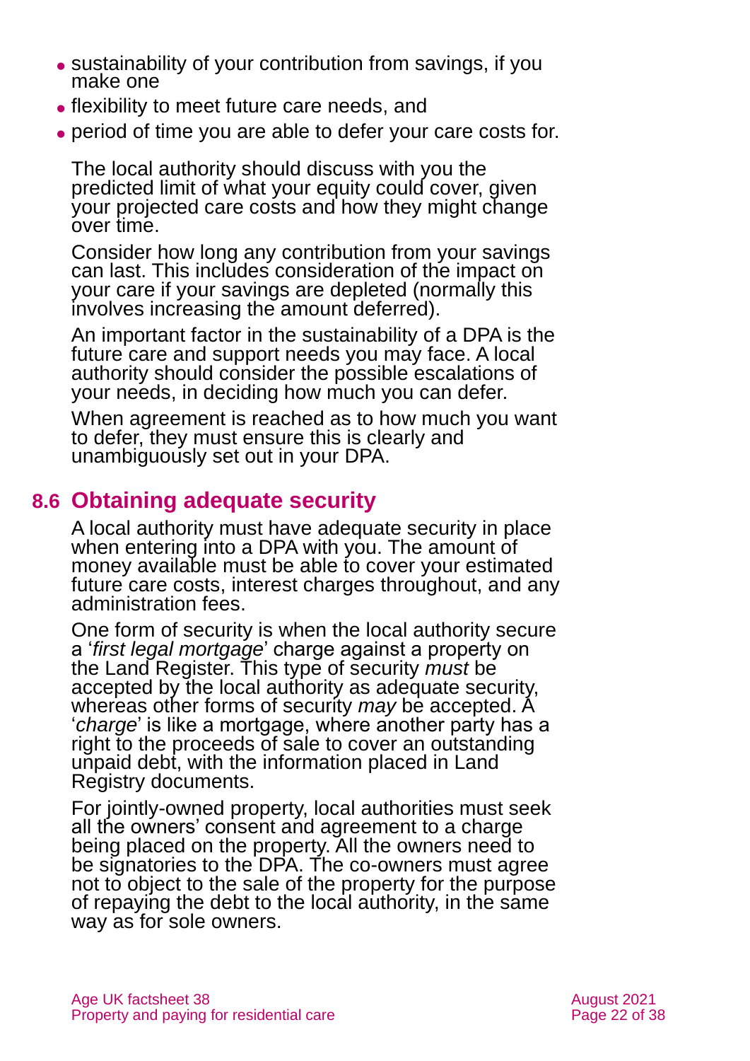- sustainability of your contribution from savings, if you make one
- flexibility to meet future care needs, and
- period of time you are able to defer your care costs for.

The local authority should discuss with you the predicted limit of what your equity could cover, given your projected care costs and how they might change over time.

Consider how long any contribution from your savings can last. This includes consideration of the impact on your care if your savings are depleted (normally this involves increasing the amount deferred).

An important factor in the sustainability of a DPA is the future care and support needs you may face. A local authority should consider the possible escalations of your needs, in deciding how much you can defer.

When agreement is reached as to how much you want to defer, they must ensure this is clearly and unambiguously set out in your DPA.

## 8.6 Obtaining adequate security

A local authority must have adequate security in place when entering into a DPA with you. The amount of money available must be able to cover your estimated future care costs, interest charges throughout, and any administration fees.

One form of security is when the local authority secure a '*first legal mortgage*' charge against a property on the Land Register. This type of security *must* be accepted by the local authority as adequate security, whereas other forms of security *may* be accepted. A '*charge*' is like a mortgage, where another party has a right to the proceeds of sale to cover an outstanding unpaid debt, with the information placed in Land Registry documents.

For jointly-owned property, local authorities must seek all the owners' consent and agreement to a charge being placed on the property. All the owners need to be signatories to the DPA. The co-owners must agree not to object to the sale of the property for the purpose of repaying the debt to the local authority, in the same way as for sole owners.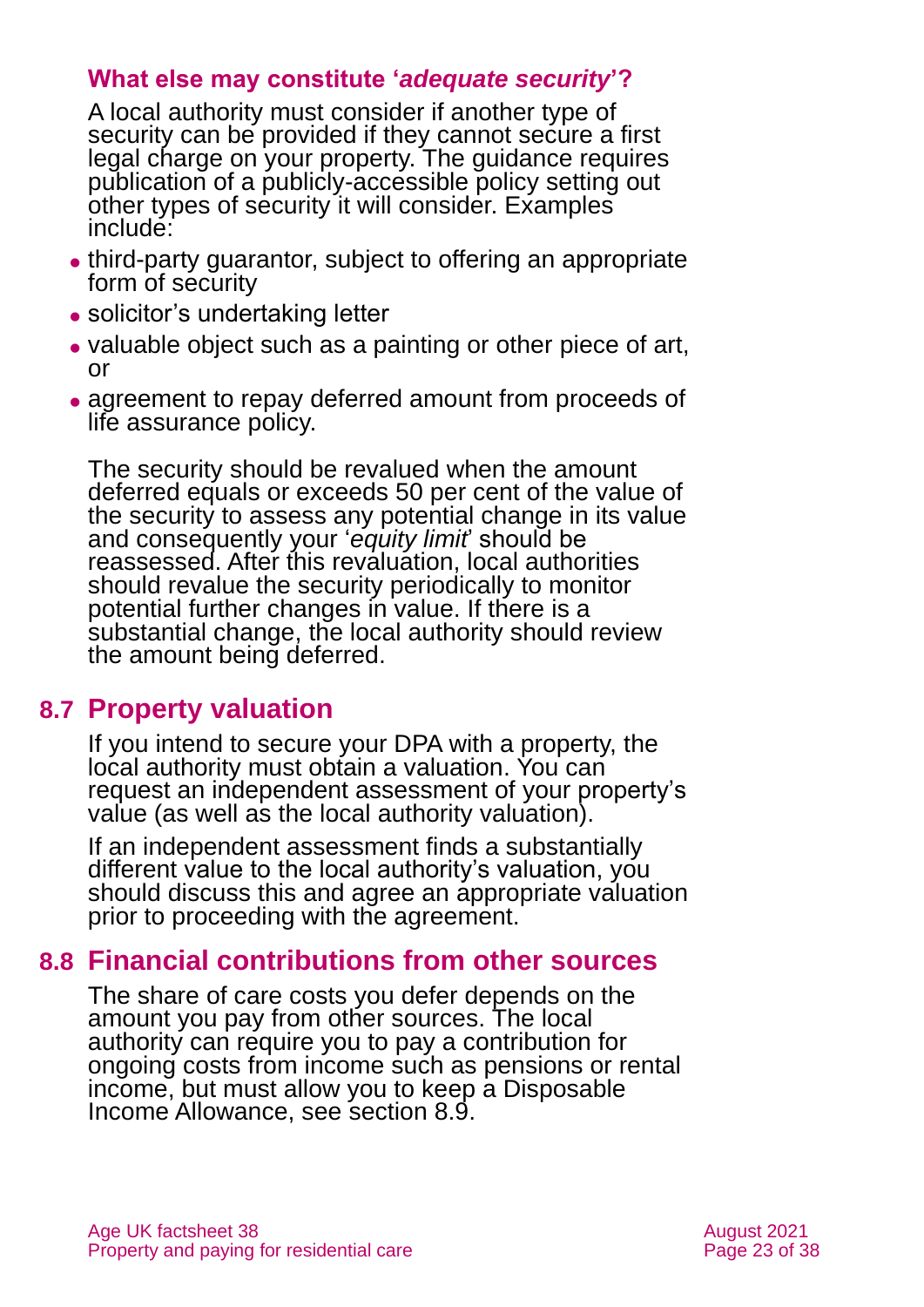### What else may constitute '*adequate security*'?

A local authority must consider if another type of security can be provided if they cannot secure a first legal charge on your property. The guidance requires publication of a publicly-accessible policy setting out other types of security it will consider. Examples include:

- third-party guarantor, subject to offering an appropriate form of security
- solicitor's undertaking letter
- valuable object such as a painting or other piece of art, or
- agreement to repay deferred amount from proceeds of life assurance policy.

The security should be revalued when the amount deferred equals or exceeds 50 per cent of the value of the security to assess any potential change in its value and consequently your '*equity limit*' should be reassessed. After this revaluation, local authorities should revalue the security periodically to monitor potential further changes in value. If there is a substantial change, the local authority should review the amount being deferred.

## 8.7 Property valuation

If you intend to secure your DPA with a property, the local authority must obtain a valuation. You can request an independent assessment of your property's value (as well as the local authority valuation).

If an independent assessment finds a substantially different value to the local authority's valuation, you should discuss this and agree an appropriate valuation prior to proceeding with the agreement.

## 8.8 Financial contributions from other sources

The share of care costs you defer depends on the amount you pay from other sources. The local authority can require you to pay a contribution for ongoing costs from income such as pensions or rental income, but must allow you to keep a Disposable Income Allowance, see section 8.9.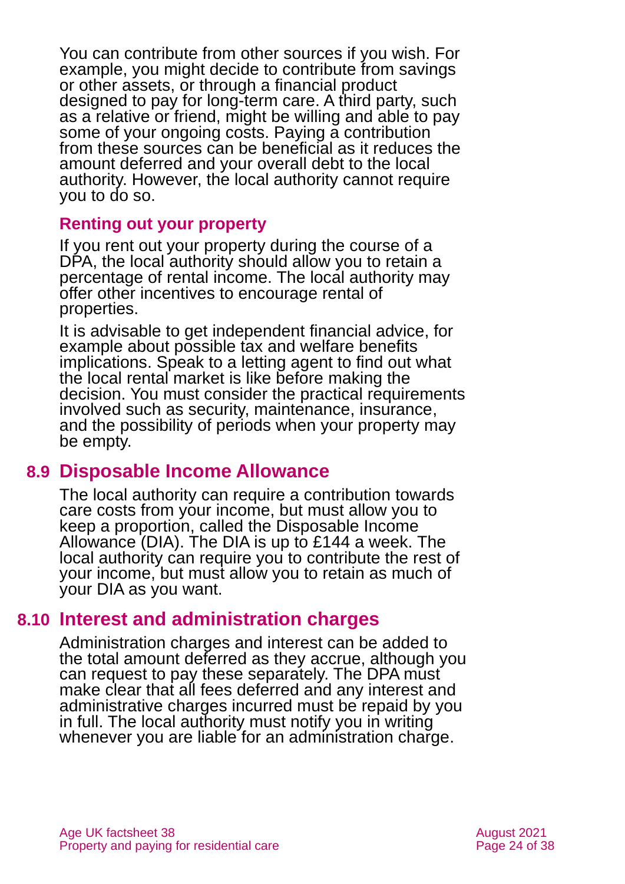You can contribute from other sources if you wish. For example, you might decide to contribute from savings or other assets, or through a financial product designed to pay for long-term care. A third party, such as a relative or friend, might be willing and able to pay some of your ongoing costs. Paying a contribution from these sources can be beneficial as it reduces the amount deferred and your overall debt to the local authority. However, the local authority cannot require you to do so.

### Renting out your property

If you rent out your property during the course of a DPA, the local authority should allow you to retain a percentage of rental income. The local authority may offer other incentives to encourage rental of properties.

It is advisable to get independent financial advice, for example about possible tax and welfare benefits implications. Speak to a letting agent to find out what the local rental market is like before making the decision. You must consider the practical requirements involved such as security, maintenance, insurance, and the possibility of periods when your property may be empty.

## 8.9 Disposable Income Allowance

The local authority can require a contribution towards care costs from your income, but must allow you to keep a proportion, called the Disposable Income Allowance (DIA). The DIA is up to £144 a week. The local authority can require you to contribute the rest of your income, but must allow you to retain as much of your DIA as you want.

## 8.10 Interest and administration charges

Administration charges and interest can be added to the total amount deferred as they accrue, although you can request to pay these separately. The DPA must make clear that all fees deferred and any interest and administrative charges incurred must be repaid by you in full. The local authority must notify you in writing whenever you are liable for an administration charge.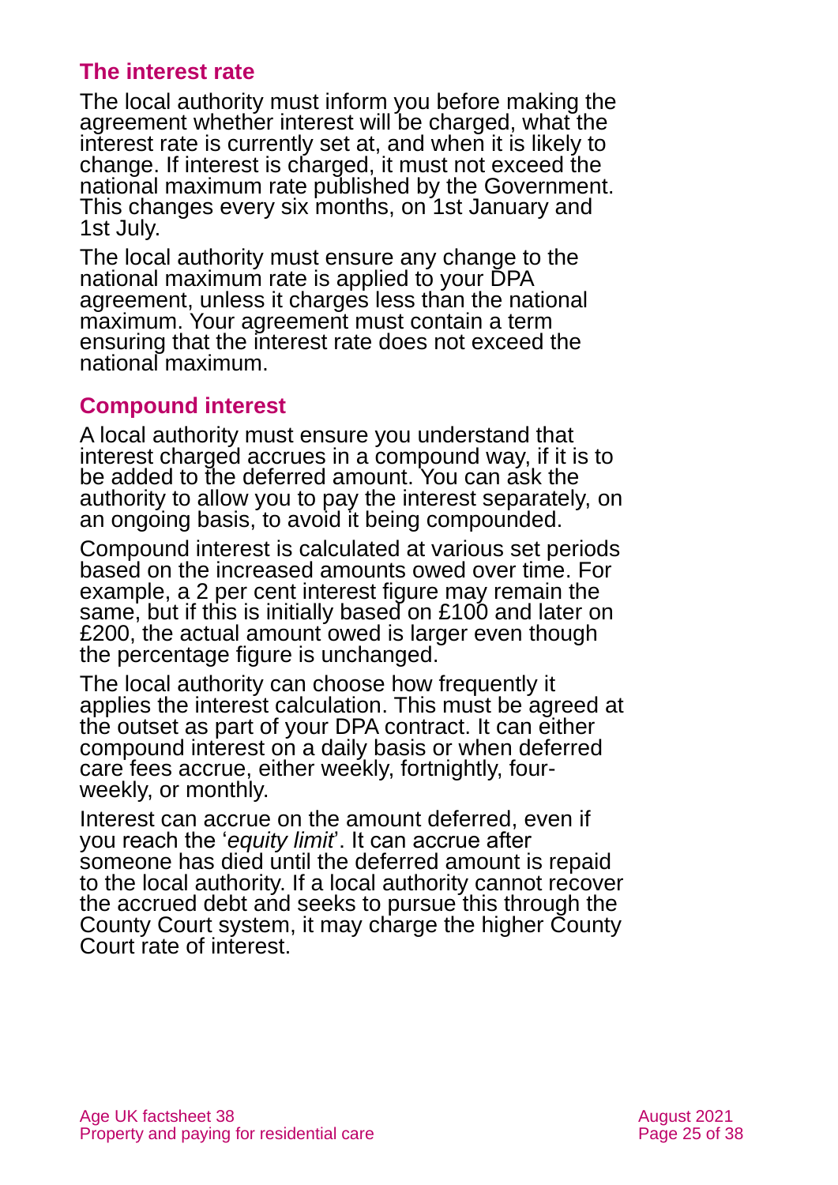## The interest rate

The local authority must inform you before making the agreement whether interest will be charged, what the interest rate is currently set at, and when it is likely to change. If interest is charged, it must not exceed the national maximum rate published by the Government. This changes every six months, on 1st January and 1st July.

The local authority must ensure any change to the national maximum rate is applied to your DPA agreement, unless it charges less than the national maximum. Your agreement must contain a term ensuring that the interest rate does not exceed the national maximum.

## Compound interest

A local authority must ensure you understand that interest charged accrues in a compound way, if it is to be added to the deferred amount. You can ask the authority to allow you to pay the interest separately, on an ongoing basis, to avoid it being compounded.

Compound interest is calculated at various set periods based on the increased amounts owed over time. For example, a 2 per cent interest figure may remain the same, but if this is initially based on £100 and later on £200, the actual amount owed is larger even though the percentage figure is unchanged.

The local authority can choose how frequently it applies the interest calculation. This must be agreed at the outset as part of your DPA contract. It can either compound interest on a daily basis or when deferred care fees accrue, either weekly, fortnightly, four-weekly, or monthly.

Interest can accrue on the amount deferred, even if you reach the '*equity limit*'. It can accrue after someone has died until the deferred amount is repaid to the local authority. If a local authority cannot recover the accrued debt and seeks to pursue this through the County Court system, it may charge the higher County Court rate of interest.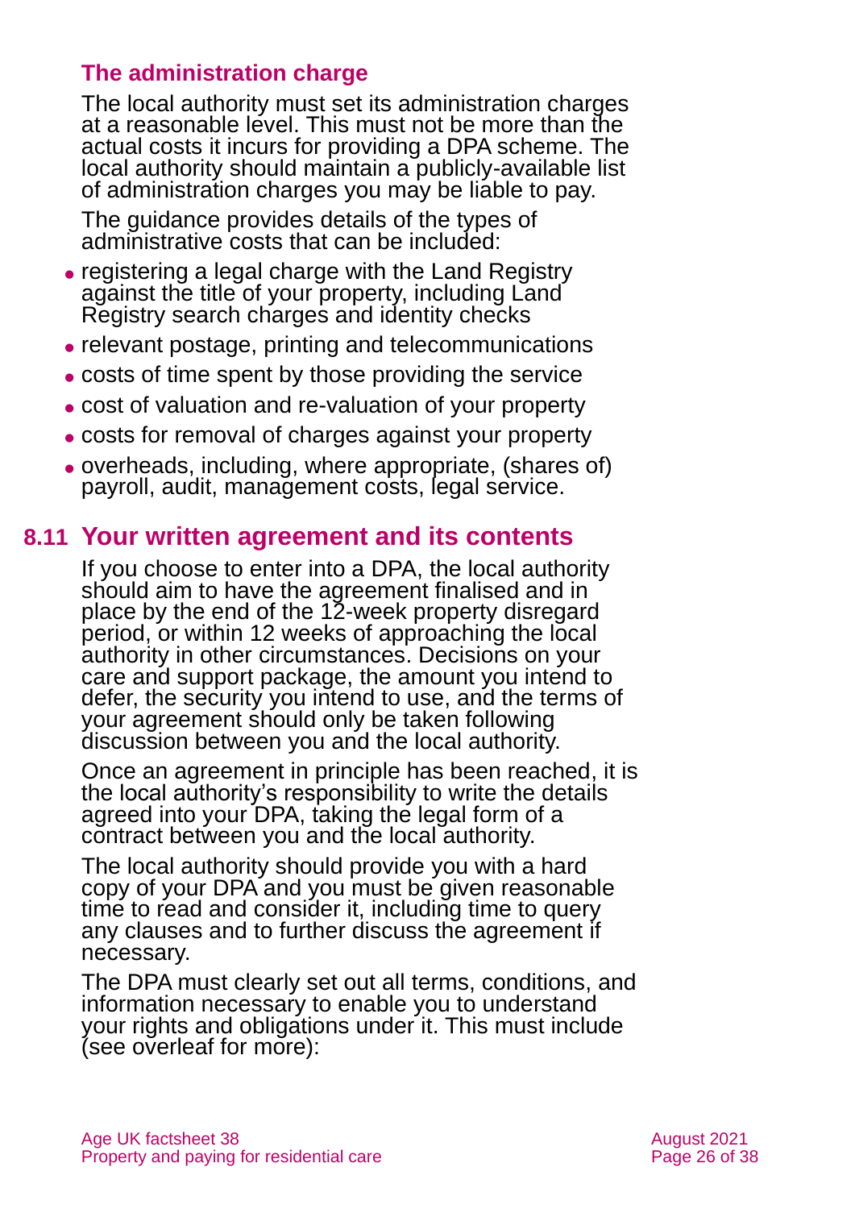### The administration charge

The local authority must set its administration charges at a reasonable level. This must not be more than the actual costs it incurs for providing a DPA scheme. The local authority should maintain a publicly-available list of administration charges you may be liable to pay.

The guidance provides details of the types of administrative costs that can be included:

- registering a legal charge with the Land Registry against the title of your property, including Land Registry search charges and identity checks
- relevant postage, printing and telecommunications
- costs of time spent by those providing the service
- cost of valuation and re-valuation of your property
- costs for removal of charges against your property
- overheads, including, where appropriate, (shares of) payroll, audit, management costs, legal service.

## 8.11 Your written agreement and its contents

If you choose to enter into a DPA, the local authority should aim to have the agreement finalised and in place by the end of the 12-week property disregard period, or within 12 weeks of approaching the local authority in other circumstances. Decisions on your care and support package, the amount you intend to defer, the security you intend to use, and the terms of your agreement should only be taken following discussion between you and the local authority.

Once an agreement in principle has been reached, it is the local authority's responsibility to write the details agreed into your DPA, taking the legal form of a contract between you and the local authority.

The local authority should provide you with a hard copy of your DPA and you must be given reasonable time to read and consider it, including time to query any clauses and to further discuss the agreement if necessary.

The DPA must clearly set out all terms, conditions, and information necessary to enable you to understand your rights and obligations under it. This must include (see overleaf for more):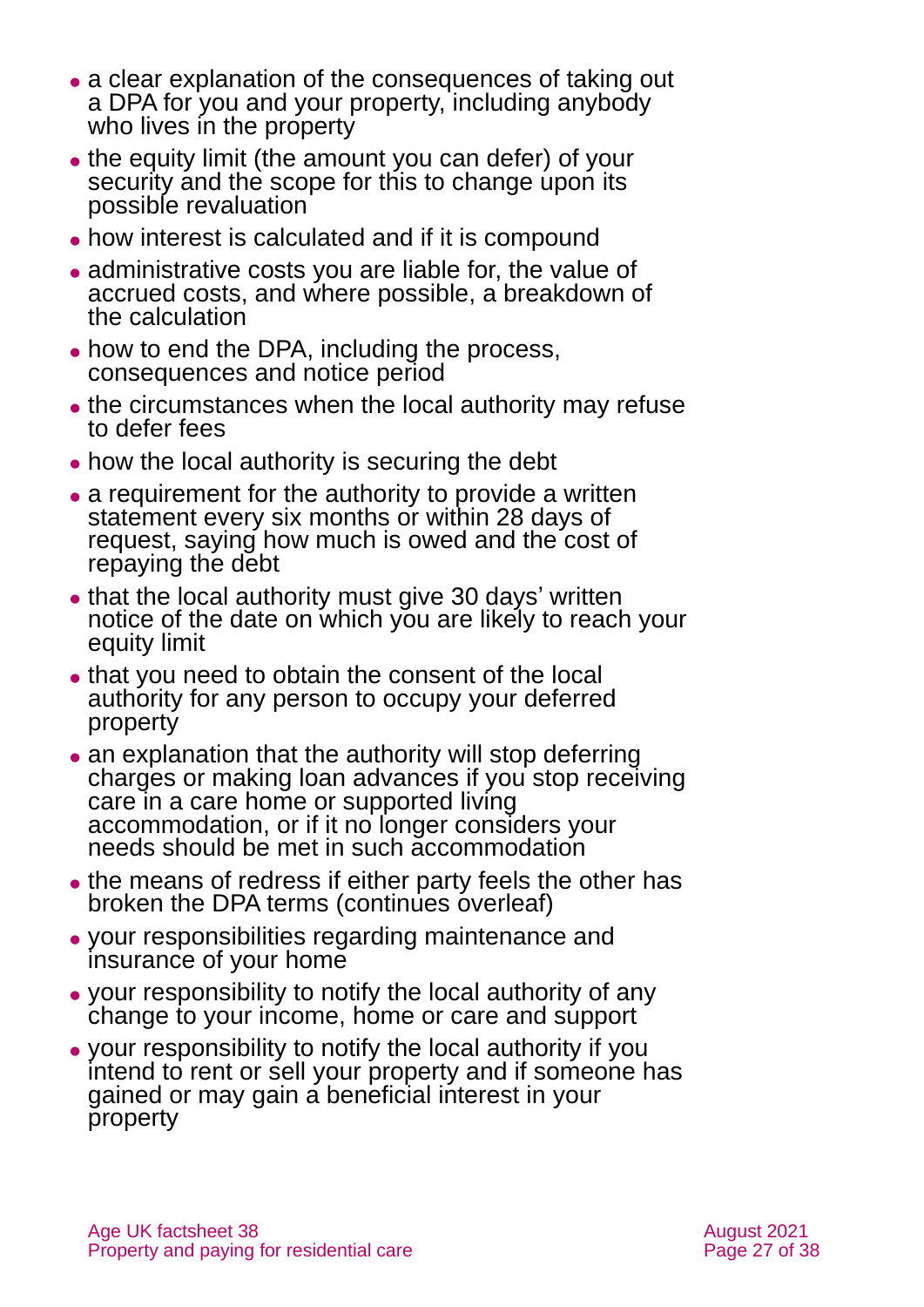- a clear explanation of the consequences of taking out a DPA for you and your property, including anybody who lives in the property
- the equity limit (the amount you can defer) of your security and the scope for this to change upon its possible revaluation
- how interest is calculated and if it is compound
- administrative costs you are liable for, the value of accrued costs, and where possible, a breakdown of the calculation
- how to end the DPA, including the process, consequences and notice period
- the circumstances when the local authority may refuse to defer fees
- how the local authority is securing the debt
- a requirement for the authority to provide a written statement every six months or within 28 days of request, saying how much is owed and the cost of repaying the debt
- that the local authority must give 30 days' written notice of the date on which you are likely to reach your equity limit
- that you need to obtain the consent of the local authority for any person to occupy your deferred property
- an explanation that the authority will stop deferring charges or making loan advances if you stop receiving care in a care home or supported living accommodation, or if it no longer considers your needs should be met in such accommodation
- the means of redress if either party feels the other has broken the DPA terms (continues overleaf)
- your responsibilities regarding maintenance and insurance of your home
- your responsibility to notify the local authority of any change to your income, home or care and support
- your responsibility to notify the local authority if you intend to rent or sell your property and if someone has gained or may gain a beneficial interest in your property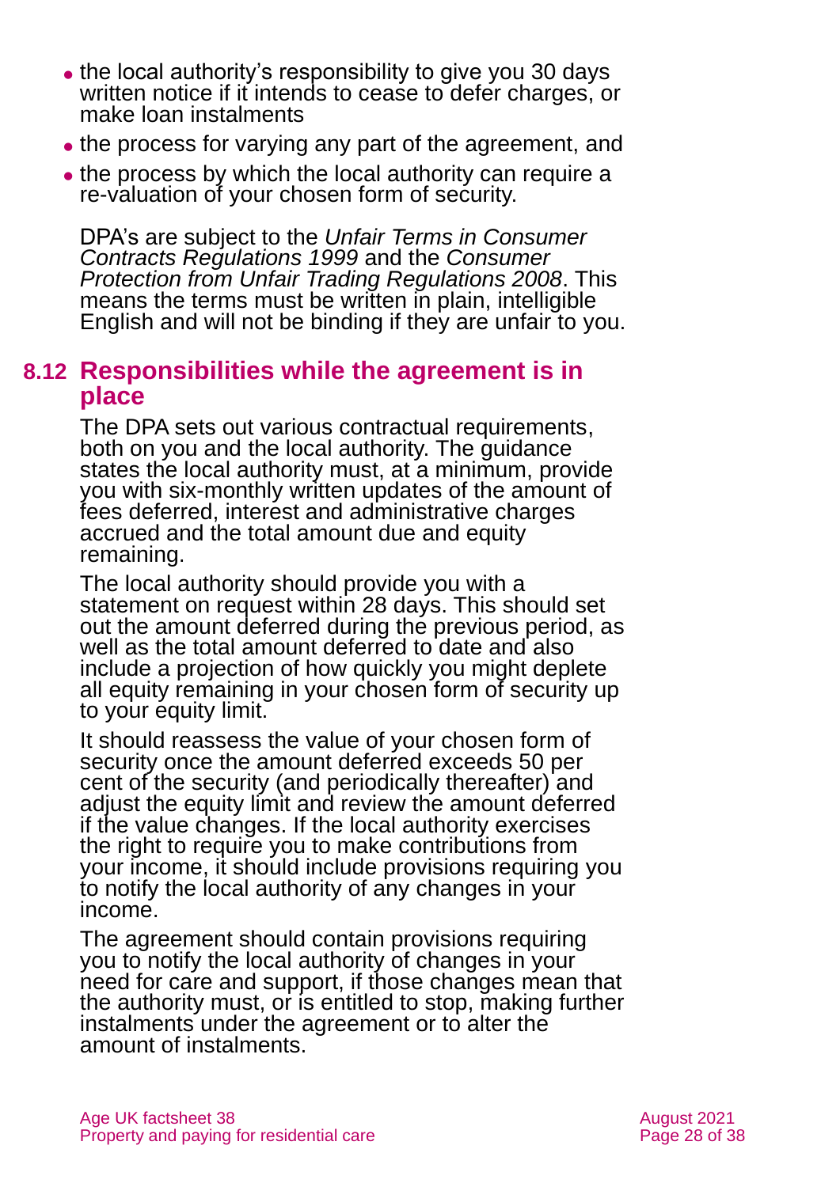- the local authority's responsibility to give you 30 days written notice if it intends to cease to defer charges, or make loan instalments
- the process for varying any part of the agreement, and
- the process by which the local authority can require a re-valuation of your chosen form of security.

DPA's are subject to the *Unfair Terms in Consumer Contracts Regulations 1999* and the *Consumer Protection from Unfair Trading Regulations 2008*. This means the terms must be written in plain, intelligible English and will not be binding if they are unfair to you.

## 8.12 Responsibilities while the agreement is in place

The DPA sets out various contractual requirements, both on you and the local authority. The guidance states the local authority must, at a minimum, provide you with six-monthly written updates of the amount of fees deferred, interest and administrative charges accrued and the total amount due and equity remaining.

The local authority should provide you with a statement on request within 28 days. This should set out the amount deferred during the previous period, as well as the total amount deferred to date and also include a projection of how quickly you might deplete all equity remaining in your chosen form of security up to your equity limit.

It should reassess the value of your chosen form of security once the amount deferred exceeds 50 per cent of the security (and periodically thereafter) and adjust the equity limit and review the amount deferred if the value changes. If the local authority exercises the right to require you to make contributions from your income, it should include provisions requiring you to notify the local authority of any changes in your income.

The agreement should contain provisions requiring you to notify the local authority of changes in your need for care and support, if those changes mean that the authority must, or is entitled to stop, making further instalments under the agreement or to alter the amount of instalments.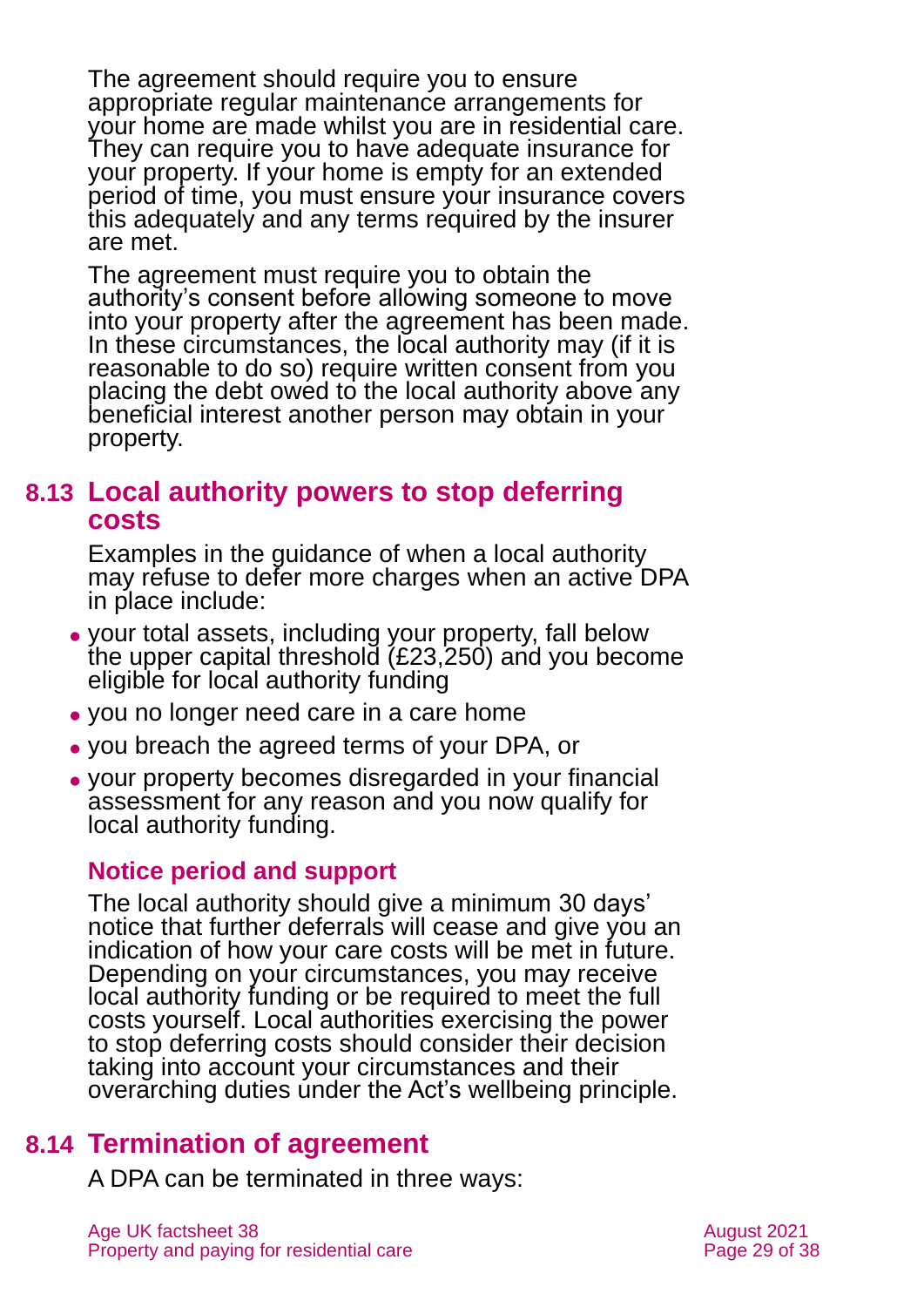The agreement should require you to ensure appropriate regular maintenance arrangements for your home are made whilst you are in residential care. They can require you to have adequate insurance for your property. If your home is empty for an extended period of time, you must ensure your insurance covers this adequately and any terms required by the insurer are met.

The agreement must require you to obtain the authority's consent before allowing someone to move into your property after the agreement has been made. In these circumstances, the local authority may (if it is reasonable to do so) require written consent from you placing the debt owed to the local authority above any beneficial interest another person may obtain in your property.

## 8.13 Local authority powers to stop deferring costs

Examples in the guidance of when a local authority may refuse to defer more charges when an active DPA in place include:

- your total assets, including your property, fall below the upper capital threshold (£23,250) and you become eligible for local authority funding
- you no longer need care in a care home
- you breach the agreed terms of your DPA, or
- your property becomes disregarded in your financial assessment for any reason and you now qualify for local authority funding.

### Notice period and support

The local authority should give a minimum 30 days' notice that further deferrals will cease and give you an indication of how your care costs will be met in future. Depending on your circumstances, you may receive local authority funding or be required to meet the full costs yourself. Local authorities exercising the power to stop deferring costs should consider their decision taking into account your circumstances and their overarching duties under the Act's wellbeing principle.

## 8.14 Termination of agreement

A DPA can be terminated in three ways: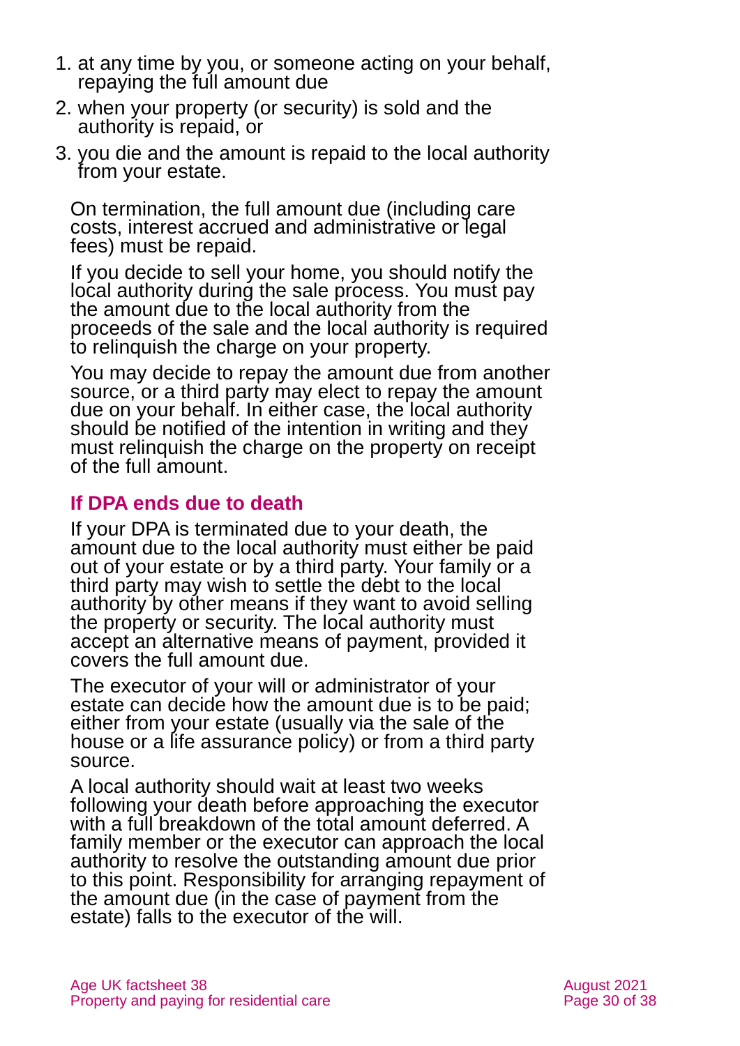1. at any time by you, or someone acting on your behalf, repaying the full amount due
2. when your property (or security) is sold and the authority is repaid, or
3. you die and the amount is repaid to the local authority from your estate.

On termination, the full amount due (including care costs, interest accrued and administrative or legal fees) must be repaid.

If you decide to sell your home, you should notify the local authority during the sale process. You must pay the amount due to the local authority from the proceeds of the sale and the local authority is required to relinquish the charge on your property.

You may decide to repay the amount due from another source, or a third party may elect to repay the amount due on your behalf. In either case, the local authority should be notified of the intention in writing and they must relinquish the charge on the property on receipt of the full amount.

### If DPA ends due to death

If your DPA is terminated due to your death, the amount due to the local authority must either be paid out of your estate or by a third party. Your family or a third party may wish to settle the debt to the local authority by other means if they want to avoid selling the property or security. The local authority must accept an alternative means of payment, provided it covers the full amount due.

The executor of your will or administrator of your estate can decide how the amount due is to be paid; either from your estate (usually via the sale of the house or a life assurance policy) or from a third party source.

A local authority should wait at least two weeks following your death before approaching the executor with a full breakdown of the total amount deferred. A family member or the executor can approach the local authority to resolve the outstanding amount due prior to this point. Responsibility for arranging repayment of the amount due (in the case of payment from the estate) falls to the executor of the will.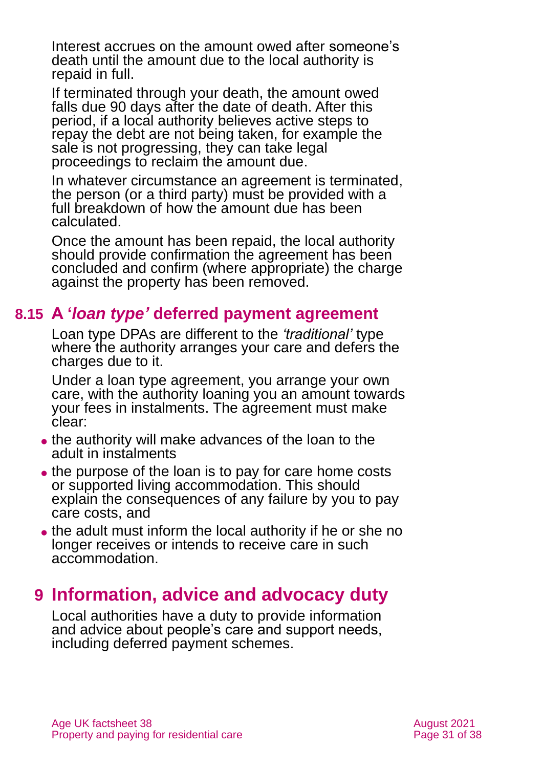Interest accrues on the amount owed after someone's death until the amount due to the local authority is repaid in full.

If terminated through your death, the amount owed falls due 90 days after the date of death. After this period, if a local authority believes active steps to repay the debt are not being taken, for example the sale is not progressing, they can take legal proceedings to reclaim the amount due.

In whatever circumstance an agreement is terminated, the person (or a third party) must be provided with a full breakdown of how the amount due has been calculated.

Once the amount has been repaid, the local authority should provide confirmation the agreement has been concluded and confirm (where appropriate) the charge against the property has been removed.

### 8.15 A '*loan type'* deferred payment agreement

Loan type DPAs are different to the *'traditional'* type where the authority arranges your care and defers the charges due to it.

Under a loan type agreement, you arrange your own care, with the authority loaning you an amount towards your fees in instalments. The agreement must make clear:

- the authority will make advances of the loan to the adult in instalments
- the purpose of the loan is to pay for care home costs or supported living accommodation. This should explain the consequences of any failure by you to pay care costs, and
- the adult must inform the local authority if he or she no longer receives or intends to receive care in such accommodation.

## 9 Information, advice and advocacy duty

Local authorities have a duty to provide information and advice about people's care and support needs, including deferred payment schemes.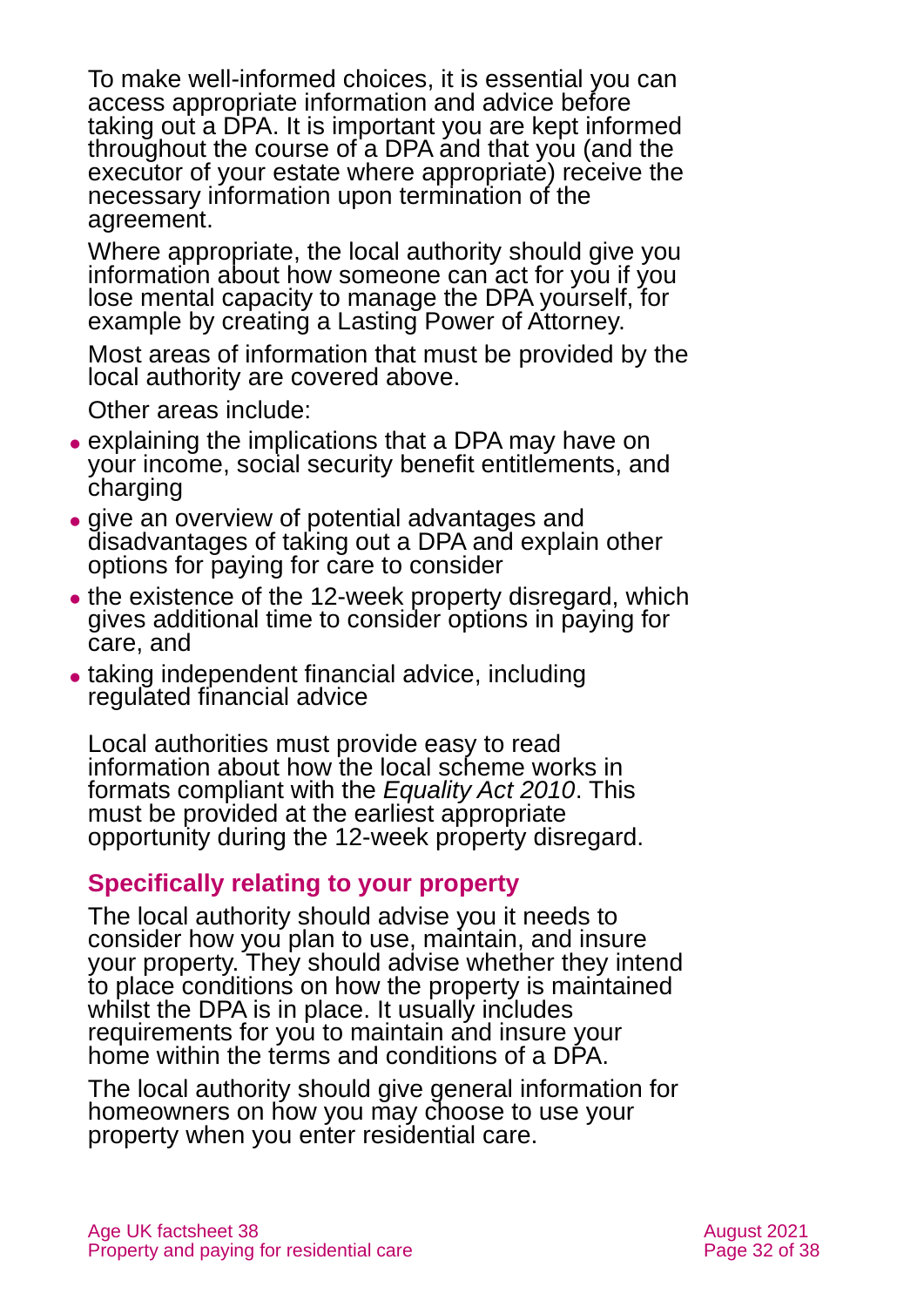To make well-informed choices, it is essential you can access appropriate information and advice before taking out a DPA. It is important you are kept informed throughout the course of a DPA and that you (and the executor of your estate where appropriate) receive the necessary information upon termination of the agreement.

Where appropriate, the local authority should give you information about how someone can act for you if you lose mental capacity to manage the DPA yourself, for example by creating a Lasting Power of Attorney.

Most areas of information that must be provided by the local authority are covered above.

Other areas include:

- explaining the implications that a DPA may have on your income, social security benefit entitlements, and charging
- give an overview of potential advantages and disadvantages of taking out a DPA and explain other options for paying for care to consider
- the existence of the 12-week property disregard, which gives additional time to consider options in paying for care, and
- taking independent financial advice, including regulated financial advice

Local authorities must provide easy to read information about how the local scheme works in formats compliant with the *Equality Act 2010*. This must be provided at the earliest appropriate opportunity during the 12-week property disregard.

## Specifically relating to your property

The local authority should advise you it needs to consider how you plan to use, maintain, and insure your property. They should advise whether they intend to place conditions on how the property is maintained whilst the DPA is in place. It usually includes requirements for you to maintain and insure your home within the terms and conditions of a DPA.

The local authority should give general information for homeowners on how you may choose to use your property when you enter residential care.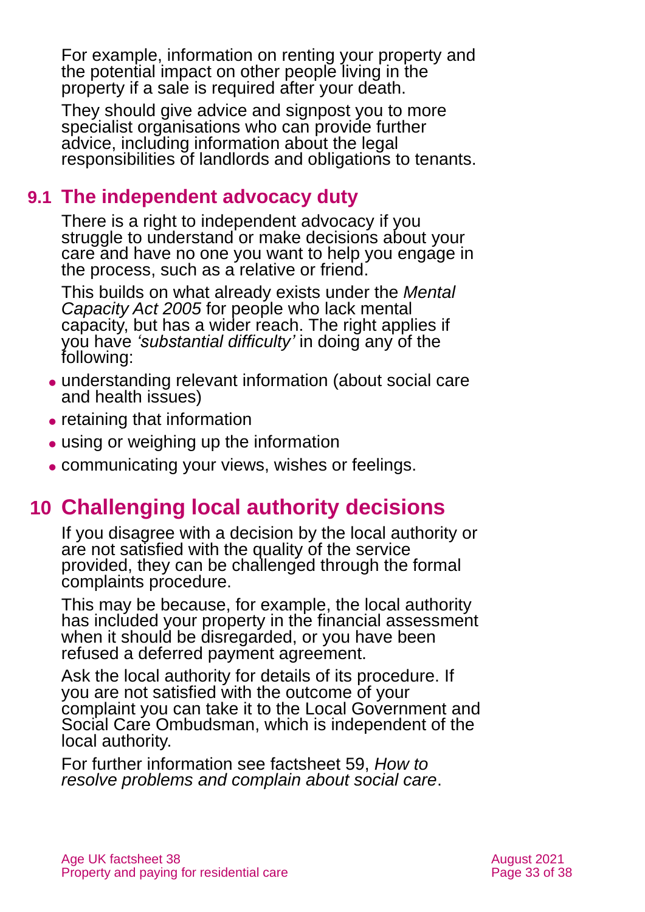For example, information on renting your property and the potential impact on other people living in the property if a sale is required after your death.

They should give advice and signpost you to more specialist organisations who can provide further advice, including information about the legal responsibilities of landlords and obligations to tenants.

## 9.1 The independent advocacy duty

There is a right to independent advocacy if you struggle to understand or make decisions about your care and have no one you want to help you engage in the process, such as a relative or friend.

This builds on what already exists under the *Mental Capacity Act 2005* for people who lack mental capacity, but has a wider reach. The right applies if you have *'substantial difficulty'* in doing any of the following:

- understanding relevant information (about social care and health issues)
- retaining that information
- using or weighing up the information
- communicating your views, wishes or feelings.

# 10 Challenging local authority decisions

If you disagree with a decision by the local authority or are not satisfied with the quality of the service provided, they can be challenged through the formal complaints procedure.

This may be because, for example, the local authority has included your property in the financial assessment when it should be disregarded, or you have been refused a deferred payment agreement.

Ask the local authority for details of its procedure. If you are not satisfied with the outcome of your complaint you can take it to the Local Government and Social Care Ombudsman, which is independent of the local authority.

For further information see factsheet 59, *How to resolve problems and complain about social care*.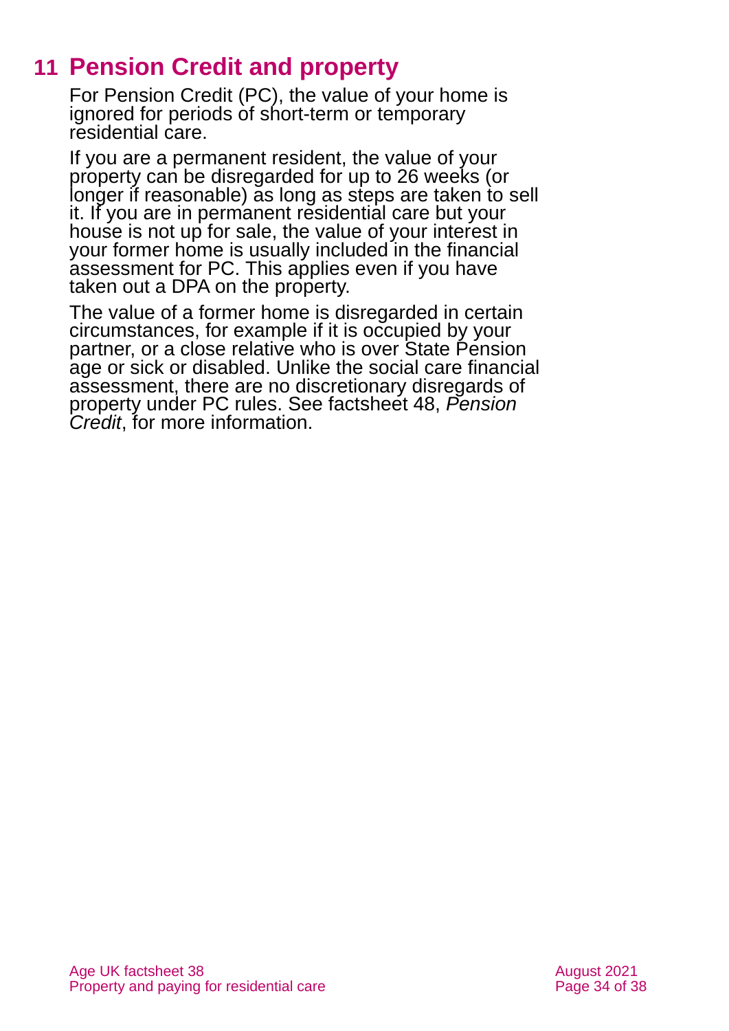## 11 Pension Credit and property

For Pension Credit (PC), the value of your home is ignored for periods of short-term or temporary residential care.

If you are a permanent resident, the value of your property can be disregarded for up to 26 weeks (or longer if reasonable) as long as steps are taken to sell it. If you are in permanent residential care but your house is not up for sale, the value of your interest in your former home is usually included in the financial assessment for PC. This applies even if you have taken out a DPA on the property.

The value of a former home is disregarded in certain circumstances, for example if it is occupied by your partner, or a close relative who is over State Pension age or sick or disabled. Unlike the social care financial assessment, there are no discretionary disregards of property under PC rules. See factsheet 48, *Pension Credit*, for more information.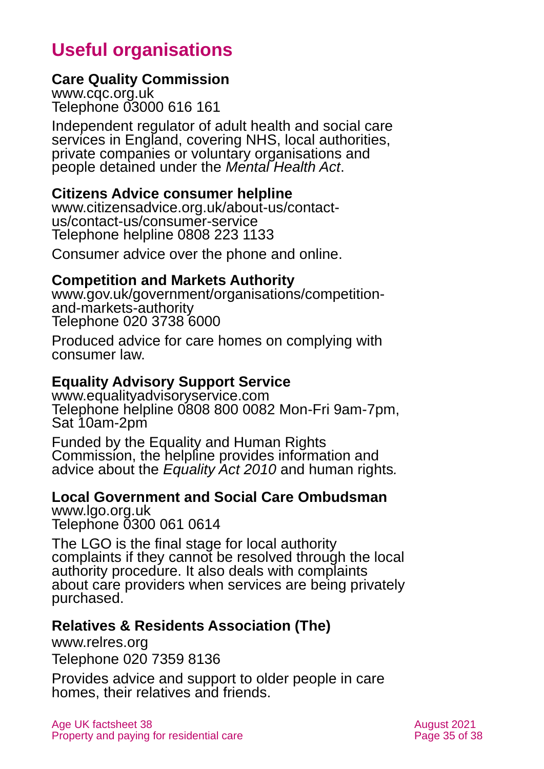# Useful organisations

**Care Quality Commission**
www.cqc.org.uk
Telephone 03000 616 161

Independent regulator of adult health and social care services in England, covering NHS, local authorities, private companies or voluntary organisations and people detained under the *Mental Health Act*.

**Citizens Advice consumer helpline**
www.citizensadvice.org.uk/about-us/contact-us/contact-us/consumer-service
Telephone helpline 0808 223 1133

Consumer advice over the phone and online.

**Competition and Markets Authority**
www.gov.uk/government/organisations/competition-and-markets-authority
Telephone 020 3738 6000

Produced advice for care homes on complying with consumer law.

**Equality Advisory Support Service**
www.equalityadvisoryservice.com
Telephone helpline 0808 800 0082 Mon-Fri 9am-7pm, Sat 10am-2pm

Funded by the Equality and Human Rights Commission, the helpline provides information and advice about the *Equality Act 2010* and human rights.

**Local Government and Social Care Ombudsman**
www.lgo.org.uk
Telephone 0300 061 0614

The LGO is the final stage for local authority complaints if they cannot be resolved through the local authority procedure. It also deals with complaints about care providers when services are being privately purchased.

**Relatives & Residents Association (The)**
www.relres.org
Telephone 020 7359 8136

Provides advice and support to older people in care homes, their relatives and friends.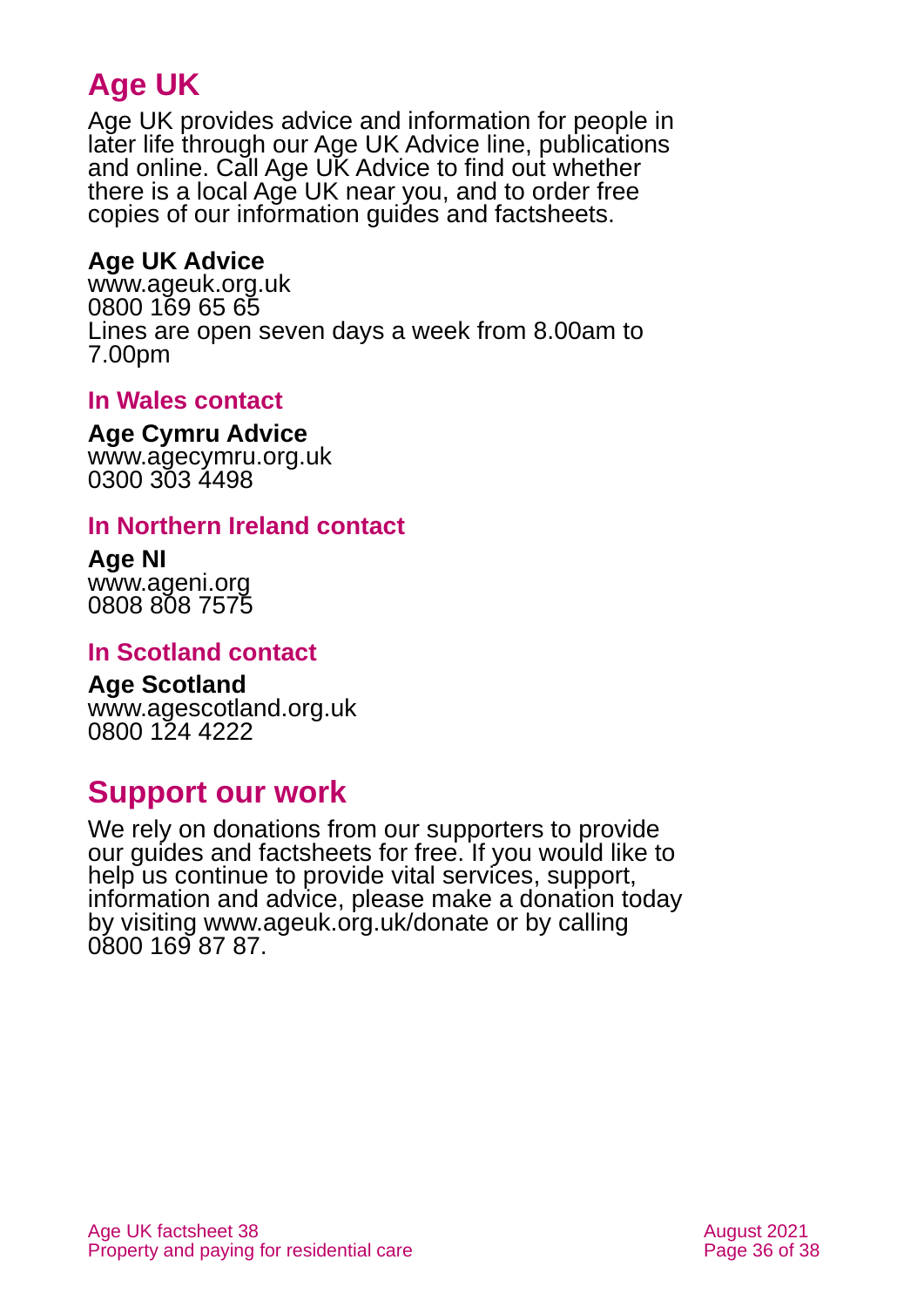## Age UK

Age UK provides advice and information for people in later life through our Age UK Advice line, publications and online. Call Age UK Advice to find out whether there is a local Age UK near you, and to order free copies of our information guides and factsheets.

**Age UK Advice**
www.ageuk.org.uk
0800 169 65 65
Lines are open seven days a week from 8.00am to 7.00pm

### In Wales contact

**Age Cymru Advice**
www.agecymru.org.uk
0300 303 4498

### In Northern Ireland contact

**Age NI**
www.ageni.org
0808 808 7575

### In Scotland contact

**Age Scotland**
www.agescotland.org.uk
0800 124 4222

## Support our work

We rely on donations from our supporters to provide our guides and factsheets for free. If you would like to help us continue to provide vital services, support, information and advice, please make a donation today by visiting www.ageuk.org.uk/donate or by calling 0800 169 87 87.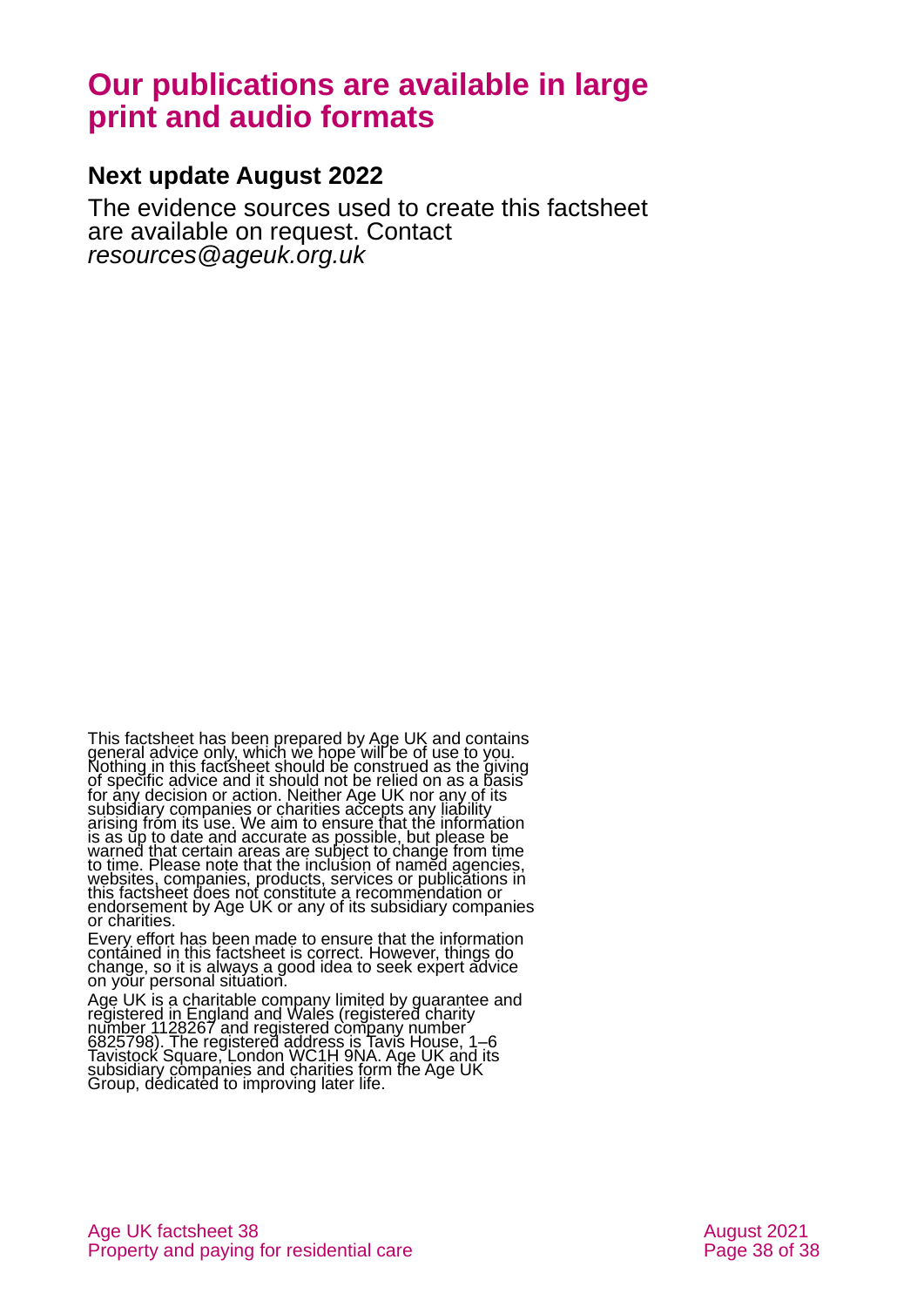# Our publications are available in large print and audio formats

## Next update August 2022

The evidence sources used to create this factsheet are available on request. Contact *resources@ageuk.org.uk*

This factsheet has been prepared by Age UK and contains general advice only, which we hope will be of use to you. Nothing in this factsheet should be construed as the giving of specific advice and it should not be relied on as a basis for any decision or action. Neither Age UK nor any of its subsidiary companies or charities accepts any liability arising from its use. We aim to ensure that the information is as up to date and accurate as possible, but please be warned that certain areas are subject to change from time to time. Please note that the inclusion of named agencies, websites, companies, products, services or publications in this factsheet does not constitute a recommendation or endorsement by Age UK or any of its subsidiary companies or charities.

Every effort has been made to ensure that the information contained in this factsheet is correct. However, things do change, so it is always a good idea to seek expert advice on your personal situation.

Age UK is a charitable company limited by guarantee and registered in England and Wales (registered charity number 1128267 and registered company number 6825798). The registered address is Tavis House, 1–6 Tavistock Square, London WC1H 9NA. Age UK and its subsidiary companies and charities form the Age UK Group, dedicated to improving later life.